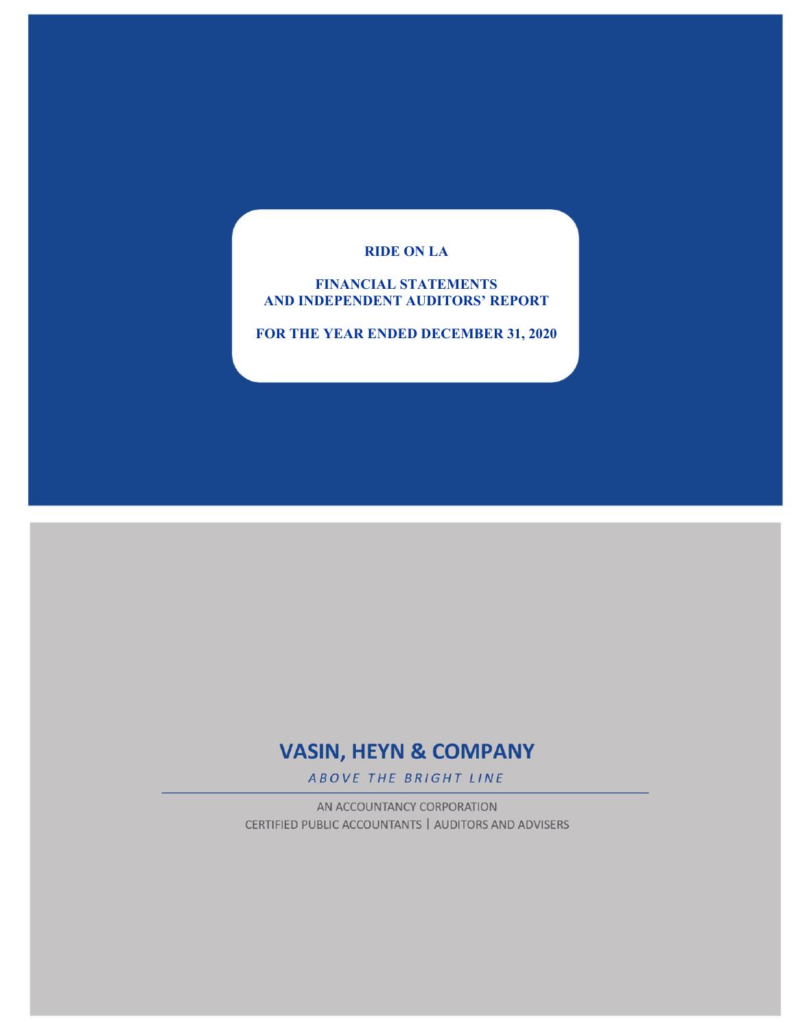# RIDE ON LA

## FINANCIAL STATEMENTS
## AND INDEPENDENT AUDITORS' REPORT

## FOR THE YEAR ENDED DECEMBER 31, 2020

**VASIN, HEYN & COMPANY**

*ABOVE THE BRIGHT LINE*

AN ACCOUNTANCY CORPORATION

CERTIFIED PUBLIC ACCOUNTANTS | AUDITORS AND ADVISERS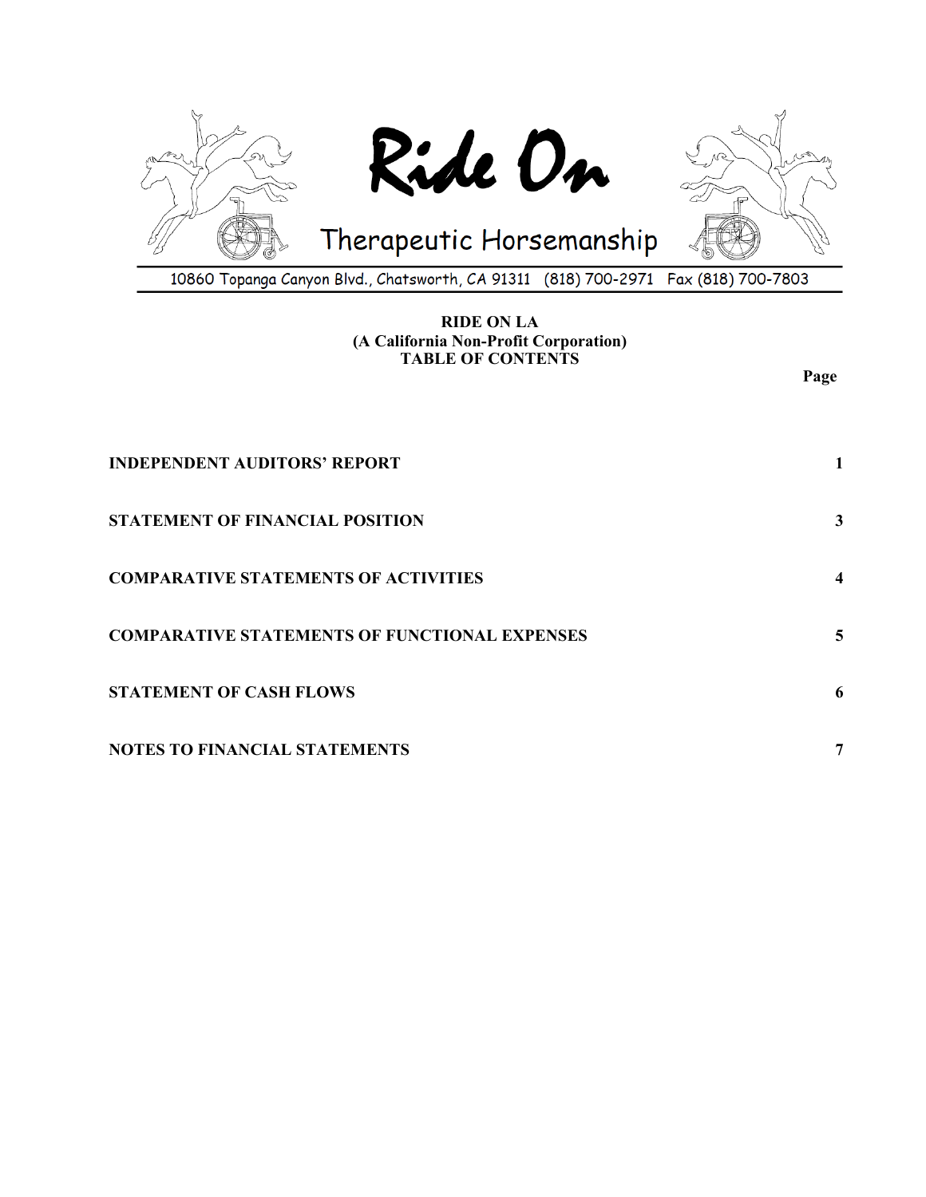Ride On

Therapeutic Horsemanship

10860 Topanga Canyon Blvd., Chatsworth, CA 91311 (818) 700-2971 Fax (818) 700-7803

**RIDE ON LA**
**(A California Non-Profit Corporation)**
**TABLE OF CONTENTS**

| | Page |
|---|---|
| **INDEPENDENT AUDITORS' REPORT** | **1** |
| **STATEMENT OF FINANCIAL POSITION** | **3** |
| **COMPARATIVE STATEMENTS OF ACTIVITIES** | **4** |
| **COMPARATIVE STATEMENTS OF FUNCTIONAL EXPENSES** | **5** |
| **STATEMENT OF CASH FLOWS** | **6** |
| **NOTES TO FINANCIAL STATEMENTS** | **7** |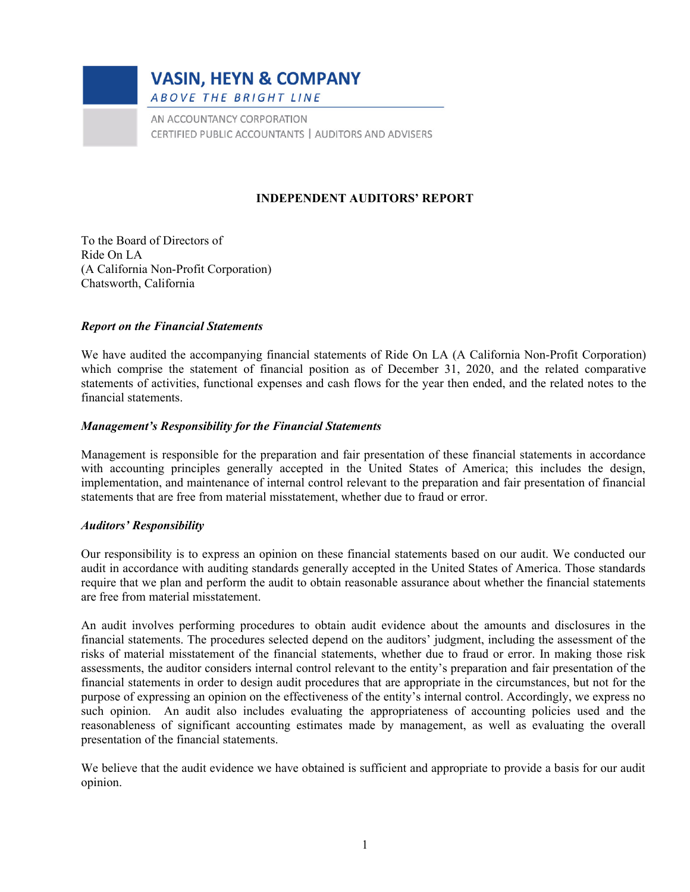**VASIN, HEYN & COMPANY**

*ABOVE THE BRIGHT LINE*

AN ACCOUNTANCY CORPORATION
CERTIFIED PUBLIC ACCOUNTANTS | AUDITORS AND ADVISERS

## INDEPENDENT AUDITORS' REPORT

To the Board of Directors of
Ride On LA
(A California Non-Profit Corporation)
Chatsworth, California

### *Report on the Financial Statements*

We have audited the accompanying financial statements of Ride On LA (A California Non-Profit Corporation) which comprise the statement of financial position as of December 31, 2020, and the related comparative statements of activities, functional expenses and cash flows for the year then ended, and the related notes to the financial statements.

### *Management's Responsibility for the Financial Statements*

Management is responsible for the preparation and fair presentation of these financial statements in accordance with accounting principles generally accepted in the United States of America; this includes the design, implementation, and maintenance of internal control relevant to the preparation and fair presentation of financial statements that are free from material misstatement, whether due to fraud or error.

### *Auditors' Responsibility*

Our responsibility is to express an opinion on these financial statements based on our audit. We conducted our audit in accordance with auditing standards generally accepted in the United States of America. Those standards require that we plan and perform the audit to obtain reasonable assurance about whether the financial statements are free from material misstatement.

An audit involves performing procedures to obtain audit evidence about the amounts and disclosures in the financial statements. The procedures selected depend on the auditors' judgment, including the assessment of the risks of material misstatement of the financial statements, whether due to fraud or error. In making those risk assessments, the auditor considers internal control relevant to the entity's preparation and fair presentation of the financial statements in order to design audit procedures that are appropriate in the circumstances, but not for the purpose of expressing an opinion on the effectiveness of the entity's internal control. Accordingly, we express no such opinion. An audit also includes evaluating the appropriateness of accounting policies used and the reasonableness of significant accounting estimates made by management, as well as evaluating the overall presentation of the financial statements.

We believe that the audit evidence we have obtained is sufficient and appropriate to provide a basis for our audit opinion.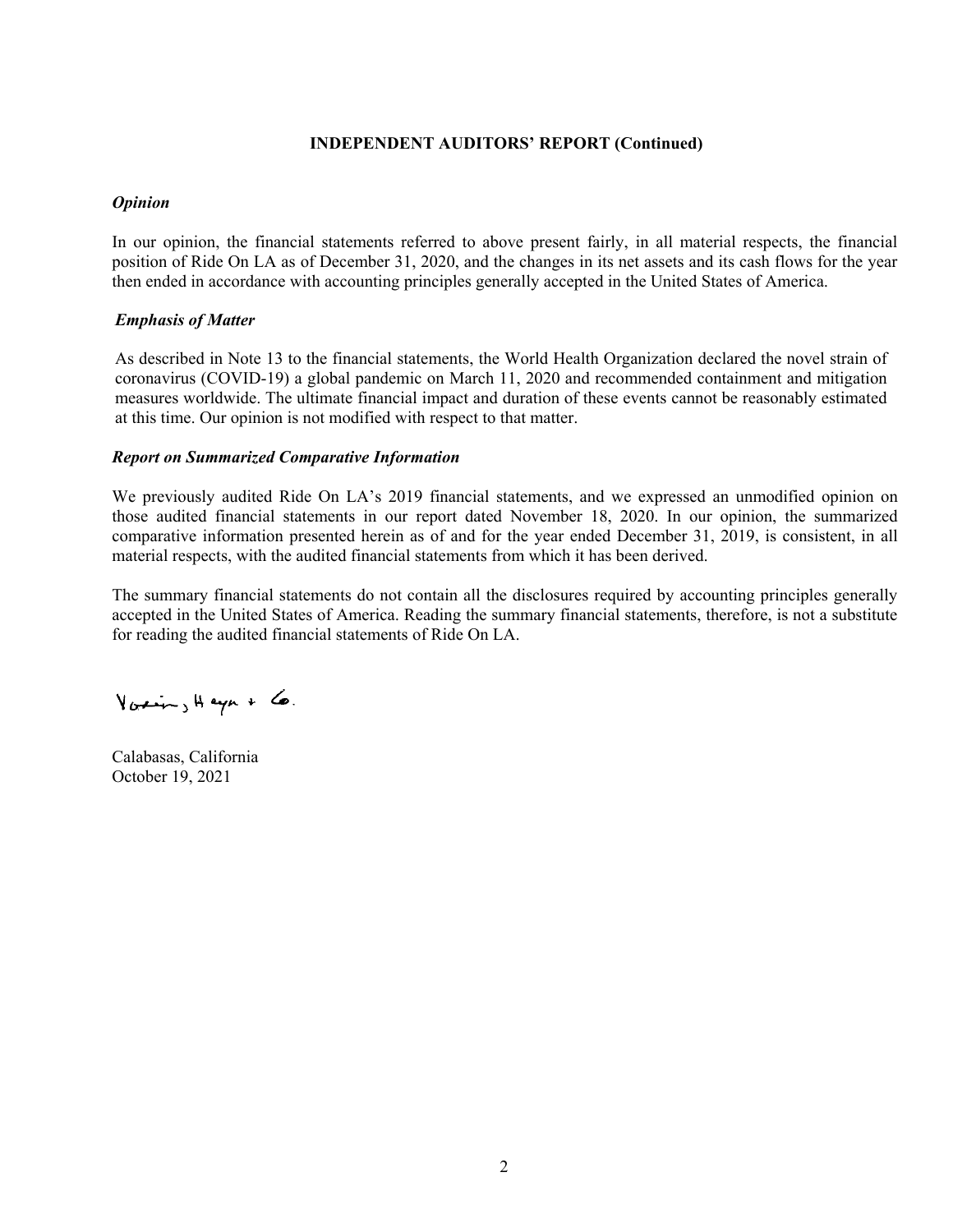**INDEPENDENT AUDITORS' REPORT (Continued)**

***Opinion***

In our opinion, the financial statements referred to above present fairly, in all material respects, the financial position of Ride On LA as of December 31, 2020, and the changes in its net assets and its cash flows for the year then ended in accordance with accounting principles generally accepted in the United States of America.

***Emphasis of Matter***

As described in Note 13 to the financial statements, the World Health Organization declared the novel strain of coronavirus (COVID-19) a global pandemic on March 11, 2020 and recommended containment and mitigation measures worldwide. The ultimate financial impact and duration of these events cannot be reasonably estimated at this time. Our opinion is not modified with respect to that matter.

***Report on Summarized Comparative Information***

We previously audited Ride On LA's 2019 financial statements, and we expressed an unmodified opinion on those audited financial statements in our report dated November 18, 2020. In our opinion, the summarized comparative information presented herein as of and for the year ended December 31, 2019, is consistent, in all material respects, with the audited financial statements from which it has been derived.

The summary financial statements do not contain all the disclosures required by accounting principles generally accepted in the United States of America. Reading the summary financial statements, therefore, is not a substitute for reading the audited financial statements of Ride On LA.

Vasquez, Hayn & Co.

Calabasas, California
October 19, 2021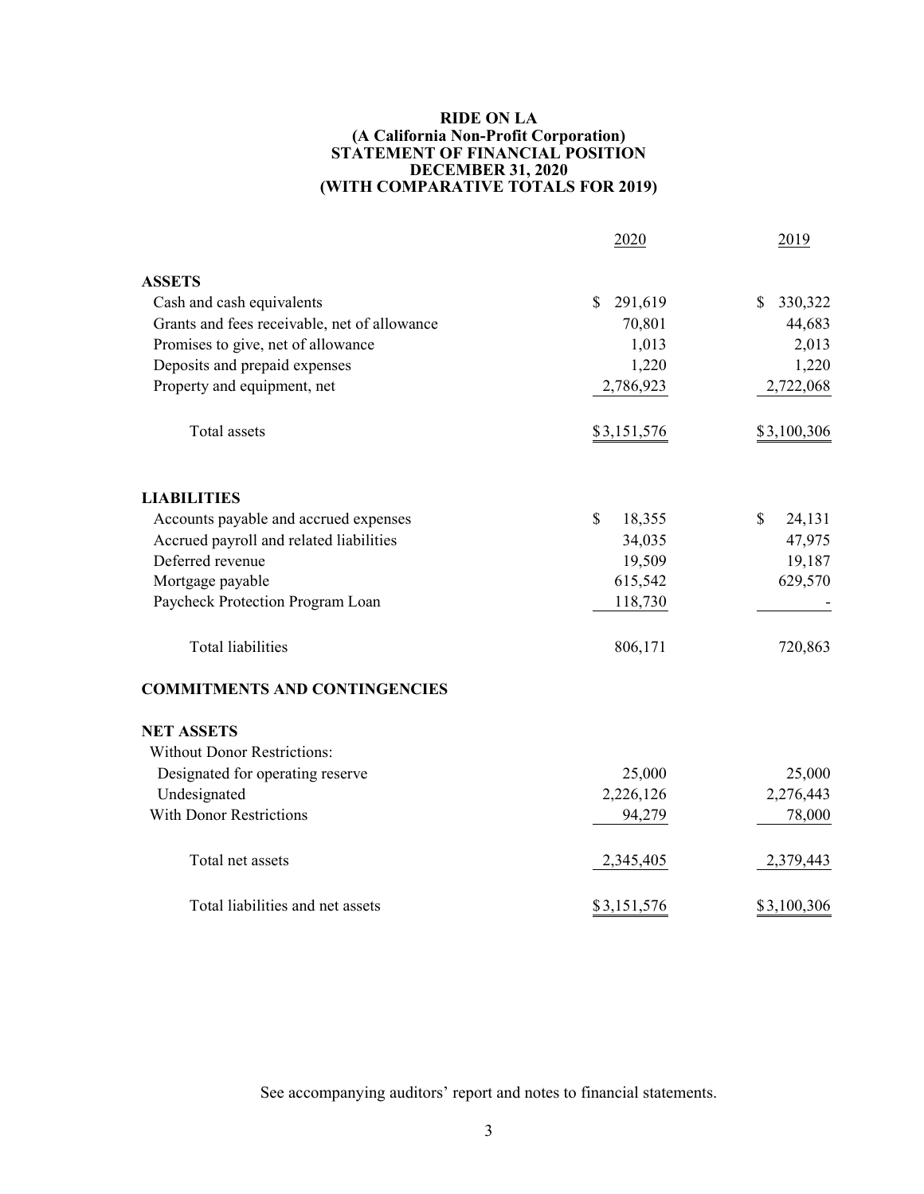**RIDE ON LA**
**(A California Non-Profit Corporation)**
**STATEMENT OF FINANCIAL POSITION**
**DECEMBER 31, 2020**
**(WITH COMPARATIVE TOTALS FOR 2019)**

| | 2020 | 2019 |
|---|---:|---:|
| **ASSETS** | | |
| Cash and cash equivalents | $ 291,619 | $ 330,322 |
| Grants and fees receivable, net of allowance | 70,801 | 44,683 |
| Promises to give, net of allowance | 1,013 | 2,013 |
| Deposits and prepaid expenses | 1,220 | 1,220 |
| Property and equipment, net | 2,786,923 | 2,722,068 |
| Total assets | $3,151,576 | $3,100,306 |
| **LIABILITIES** | | |
| Accounts payable and accrued expenses | $ 18,355 | $ 24,131 |
| Accrued payroll and related liabilities | 34,035 | 47,975 |
| Deferred revenue | 19,509 | 19,187 |
| Mortgage payable | 615,542 | 629,570 |
| Paycheck Protection Program Loan | 118,730 | - |
| Total liabilities | 806,171 | 720,863 |
| **COMMITMENTS AND CONTINGENCIES** | | |
| **NET ASSETS** | | |
| Without Donor Restrictions: | | |
| Designated for operating reserve | 25,000 | 25,000 |
| Undesignated | 2,226,126 | 2,276,443 |
| With Donor Restrictions | 94,279 | 78,000 |
| Total net assets | 2,345,405 | 2,379,443 |
| Total liabilities and net assets | $3,151,576 | $3,100,306 |

See accompanying auditors' report and notes to financial statements.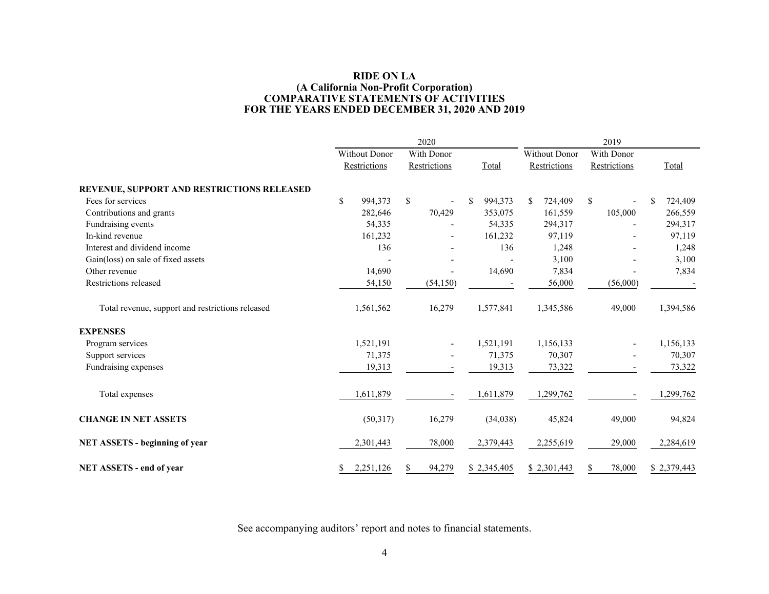# RIDE ON LA
## (A California Non-Profit Corporation)
## COMPARATIVE STATEMENTS OF ACTIVITIES
## FOR THE YEARS ENDED DECEMBER 31, 2020 AND 2019

| | 2020 | | | 2019 | | |
|---|---|---|---|---|---|---|
| | Without Donor Restrictions | With Donor Restrictions | Total | Without Donor Restrictions | With Donor Restrictions | Total |
| **REVENUE, SUPPORT AND RESTRICTIONS RELEASED** | | | | | | |
| Fees for services | $ 994,373 | $ - | $ 994,373 | $ 724,409 | $ - | $ 724,409 |
| Contributions and grants | 282,646 | 70,429 | 353,075 | 161,559 | 105,000 | 266,559 |
| Fundraising events | 54,335 | - | 54,335 | 294,317 | - | 294,317 |
| In-kind revenue | 161,232 | - | 161,232 | 97,119 | - | 97,119 |
| Interest and dividend income | 136 | - | 136 | 1,248 | - | 1,248 |
| Gain(loss) on sale of fixed assets | - | - | - | 3,100 | - | 3,100 |
| Other revenue | 14,690 | - | 14,690 | 7,834 | - | 7,834 |
| Restrictions released | 54,150 | (54,150) | - | 56,000 | (56,000) | - |
| Total revenue, support and restrictions released | 1,561,562 | 16,279 | 1,577,841 | 1,345,586 | 49,000 | 1,394,586 |
| **EXPENSES** | | | | | | |
| Program services | 1,521,191 | - | 1,521,191 | 1,156,133 | - | 1,156,133 |
| Support services | 71,375 | - | 71,375 | 70,307 | - | 70,307 |
| Fundraising expenses | 19,313 | - | 19,313 | 73,322 | - | 73,322 |
| Total expenses | 1,611,879 | - | 1,611,879 | 1,299,762 | - | 1,299,762 |
| **CHANGE IN NET ASSETS** | (50,317) | 16,279 | (34,038) | 45,824 | 49,000 | 94,824 |
| **NET ASSETS - beginning of year** | 2,301,443 | 78,000 | 2,379,443 | 2,255,619 | 29,000 | 2,284,619 |
| **NET ASSETS - end of year** | $ 2,251,126 | $ 94,279 | $ 2,345,405 | $ 2,301,443 | $ 78,000 | $ 2,379,443 |

See accompanying auditors' report and notes to financial statements.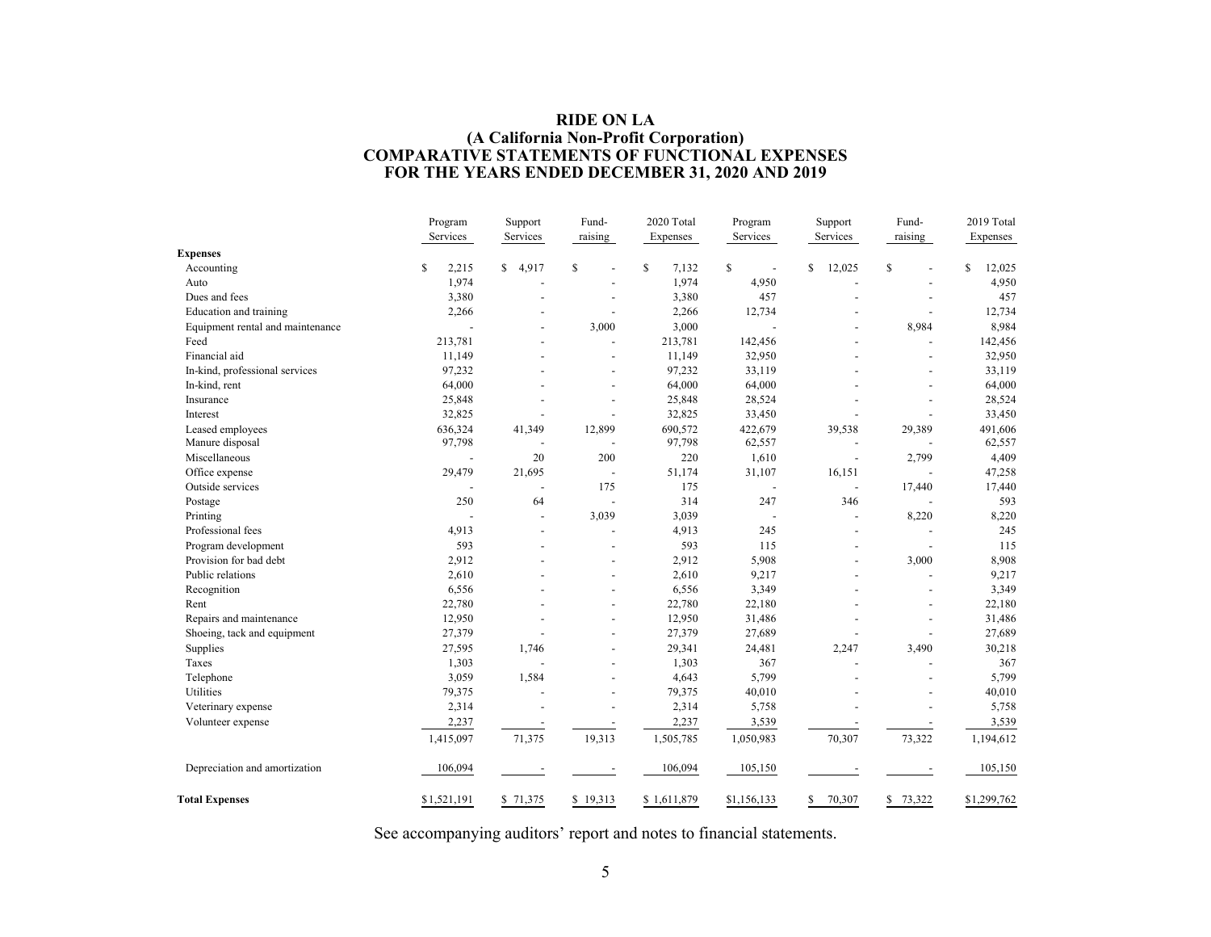# RIDE ON LA
## (A California Non-Profit Corporation)
## COMPARATIVE STATEMENTS OF FUNCTIONAL EXPENSES
## FOR THE YEARS ENDED DECEMBER 31, 2020 AND 2019

| | Program Services | Support Services | Fund-raising | 2020 Total Expenses | Program Services | Support Services | Fund-raising | 2019 Total Expenses |
|---|---|---|---|---|---|---|---|---|
| **Expenses** | | | | | | | | |
| Accounting | $ 2,215 | $ 4,917 | $ - | $ 7,132 | $ - | $ 12,025 | $ - | $ 12,025 |
| Auto | 1,974 | - | - | 1,974 | 4,950 | - | - | 4,950 |
| Dues and fees | 3,380 | - | - | 3,380 | 457 | - | - | 457 |
| Education and training | 2,266 | - | - | 2,266 | 12,734 | - | - | 12,734 |
| Equipment rental and maintenance | - | - | 3,000 | 3,000 | - | - | 8,984 | 8,984 |
| Feed | 213,781 | - | - | 213,781 | 142,456 | - | - | 142,456 |
| Financial aid | 11,149 | - | - | 11,149 | 32,950 | - | - | 32,950 |
| In-kind, professional services | 97,232 | - | - | 97,232 | 33,119 | - | - | 33,119 |
| In-kind, rent | 64,000 | - | - | 64,000 | 64,000 | - | - | 64,000 |
| Insurance | 25,848 | - | - | 25,848 | 28,524 | - | - | 28,524 |
| Interest | 32,825 | - | - | 32,825 | 33,450 | - | - | 33,450 |
| Leased employees | 636,324 | 41,349 | 12,899 | 690,572 | 422,679 | 39,538 | 29,389 | 491,606 |
| Manure disposal | 97,798 | - | - | 97,798 | 62,557 | - | - | 62,557 |
| Miscellaneous | - | 20 | 200 | 220 | 1,610 | - | 2,799 | 4,409 |
| Office expense | 29,479 | 21,695 | - | 51,174 | 31,107 | 16,151 | - | 47,258 |
| Outside services | - | - | 175 | 175 | - | - | 17,440 | 17,440 |
| Postage | 250 | 64 | - | 314 | 247 | 346 | - | 593 |
| Printing | - | - | 3,039 | 3,039 | - | - | 8,220 | 8,220 |
| Professional fees | 4,913 | - | - | 4,913 | 245 | - | - | 245 |
| Program development | 593 | - | - | 593 | 115 | - | - | 115 |
| Provision for bad debt | 2,912 | - | - | 2,912 | 5,908 | - | 3,000 | 8,908 |
| Public relations | 2,610 | - | - | 2,610 | 9,217 | - | - | 9,217 |
| Recognition | 6,556 | - | - | 6,556 | 3,349 | - | - | 3,349 |
| Rent | 22,780 | - | - | 22,780 | 22,180 | - | - | 22,180 |
| Repairs and maintenance | 12,950 | - | - | 12,950 | 31,486 | - | - | 31,486 |
| Shoeing, tack and equipment | 27,379 | - | - | 27,379 | 27,689 | - | - | 27,689 |
| Supplies | 27,595 | 1,746 | - | 29,341 | 24,481 | 2,247 | 3,490 | 30,218 |
| Taxes | 1,303 | - | - | 1,303 | 367 | - | - | 367 |
| Telephone | 3,059 | 1,584 | - | 4,643 | 5,799 | - | - | 5,799 |
| Utilities | 79,375 | - | - | 79,375 | 40,010 | - | - | 40,010 |
| Veterinary expense | 2,314 | - | - | 2,314 | 5,758 | - | - | 5,758 |
| Volunteer expense | 2,237 | - | - | 2,237 | 3,539 | - | - | 3,539 |
| | 1,415,097 | 71,375 | 19,313 | 1,505,785 | 1,050,983 | 70,307 | 73,322 | 1,194,612 |
| Depreciation and amortization | 106,094 | - | - | 106,094 | 105,150 | - | - | 105,150 |
| **Total Expenses** | $1,521,191 | $ 71,375 | $ 19,313 | $ 1,611,879 | $1,156,133 | $ 70,307 | $ 73,322 | $1,299,762 |

See accompanying auditors' report and notes to financial statements.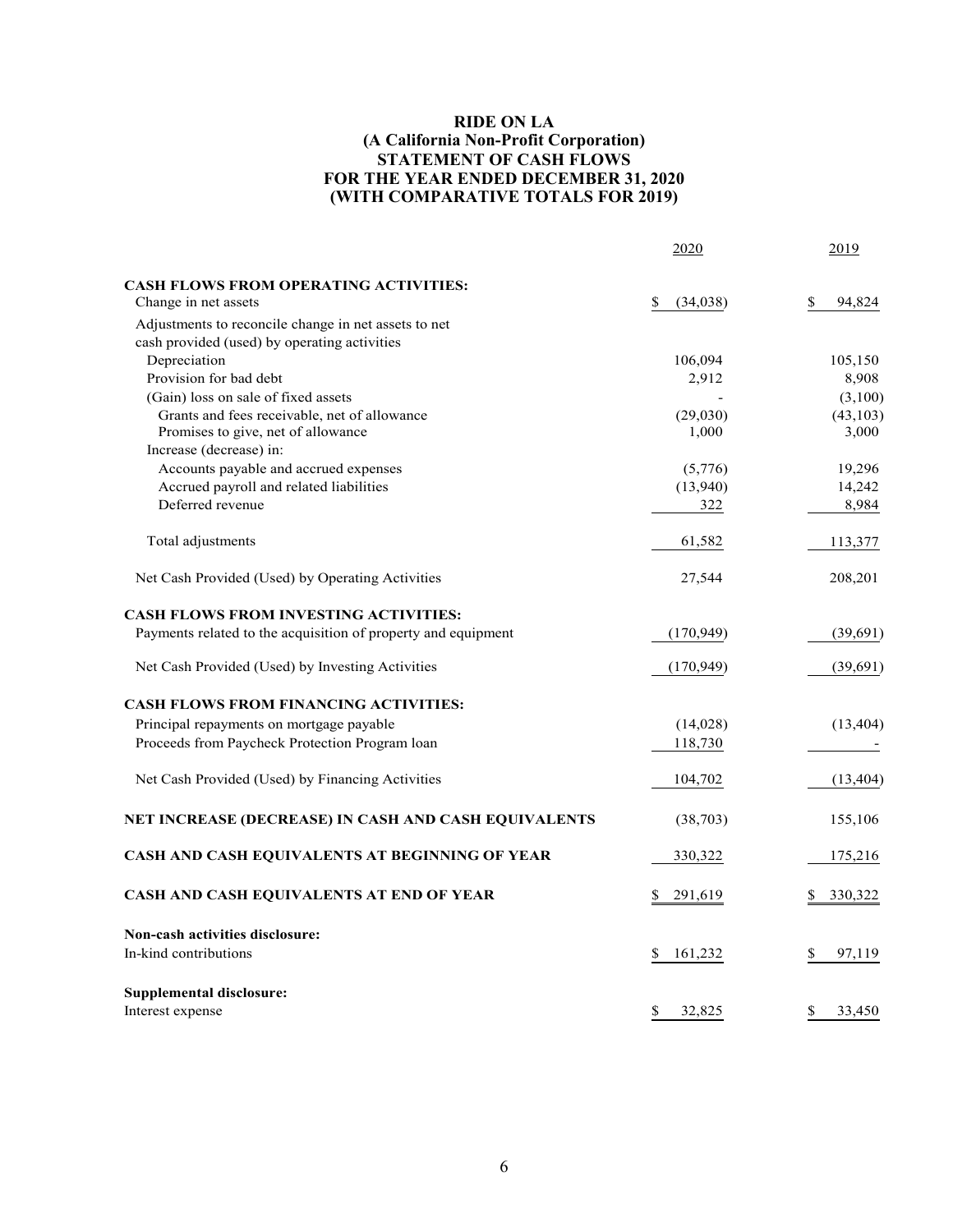# RIDE ON LA
## (A California Non-Profit Corporation)
## STATEMENT OF CASH FLOWS
## FOR THE YEAR ENDED DECEMBER 31, 2020
## (WITH COMPARATIVE TOTALS FOR 2019)

| | 2020 | 2019 |
|---|---|---|
| **CASH FLOWS FROM OPERATING ACTIVITIES:** | | |
| Change in net assets | $ (34,038) | $ 94,824 |
| Adjustments to reconcile change in net assets to net cash provided (used) by operating activities | | |
| Depreciation | 106,094 | 105,150 |
| Provision for bad debt | 2,912 | 8,908 |
| (Gain) loss on sale of fixed assets | - | (3,100) |
| Grants and fees receivable, net of allowance | (29,030) | (43,103) |
| Promises to give, net of allowance | 1,000 | 3,000 |
| Increase (decrease) in: | | |
| Accounts payable and accrued expenses | (5,776) | 19,296 |
| Accrued payroll and related liabilities | (13,940) | 14,242 |
| Deferred revenue | 322 | 8,984 |
| Total adjustments | 61,582 | 113,377 |
| Net Cash Provided (Used) by Operating Activities | 27,544 | 208,201 |
| **CASH FLOWS FROM INVESTING ACTIVITIES:** | | |
| Payments related to the acquisition of property and equipment | (170,949) | (39,691) |
| Net Cash Provided (Used) by Investing Activities | (170,949) | (39,691) |
| **CASH FLOWS FROM FINANCING ACTIVITIES:** | | |
| Principal repayments on mortgage payable | (14,028) | (13,404) |
| Proceeds from Paycheck Protection Program loan | 118,730 | - |
| Net Cash Provided (Used) by Financing Activities | 104,702 | (13,404) |
| **NET INCREASE (DECREASE) IN CASH AND CASH EQUIVALENTS** | (38,703) | 155,106 |
| **CASH AND CASH EQUIVALENTS AT BEGINNING OF YEAR** | 330,322 | 175,216 |
| **CASH AND CASH EQUIVALENTS AT END OF YEAR** | $ 291,619 | $ 330,322 |
| **Non-cash activities disclosure:** | | |
| In-kind contributions | $ 161,232 | $ 97,119 |
| **Supplemental disclosure:** | | |
| Interest expense | $ 32,825 | $ 33,450 |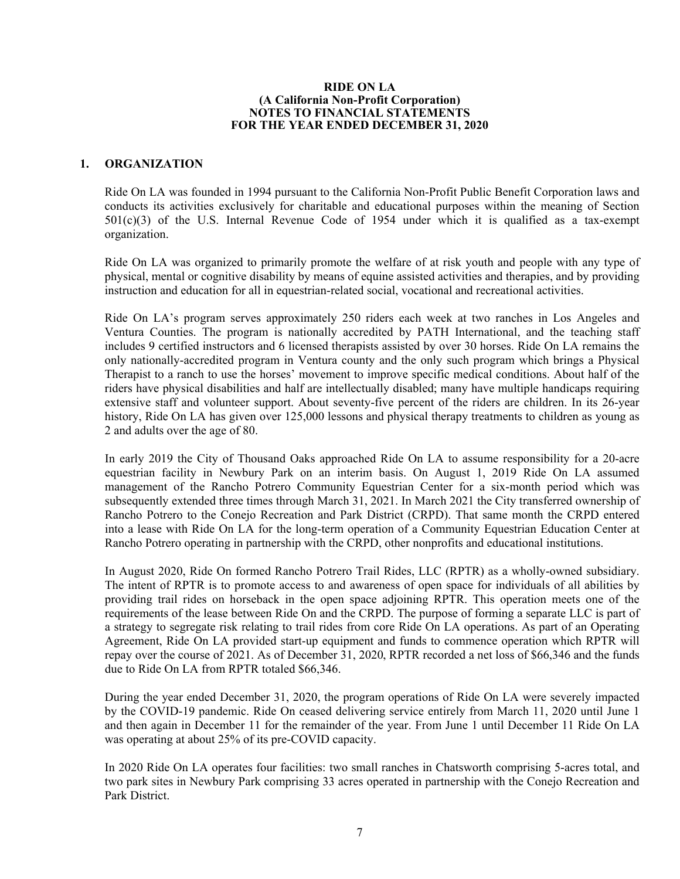**RIDE ON LA**
**(A California Non-Profit Corporation)**
**NOTES TO FINANCIAL STATEMENTS**
**FOR THE YEAR ENDED DECEMBER 31, 2020**

## 1. ORGANIZATION

Ride On LA was founded in 1994 pursuant to the California Non-Profit Public Benefit Corporation laws and conducts its activities exclusively for charitable and educational purposes within the meaning of Section 501(c)(3) of the U.S. Internal Revenue Code of 1954 under which it is qualified as a tax-exempt organization.

Ride On LA was organized to primarily promote the welfare of at risk youth and people with any type of physical, mental or cognitive disability by means of equine assisted activities and therapies, and by providing instruction and education for all in equestrian-related social, vocational and recreational activities.

Ride On LA's program serves approximately 250 riders each week at two ranches in Los Angeles and Ventura Counties. The program is nationally accredited by PATH International, and the teaching staff includes 9 certified instructors and 6 licensed therapists assisted by over 30 horses. Ride On LA remains the only nationally-accredited program in Ventura county and the only such program which brings a Physical Therapist to a ranch to use the horses' movement to improve specific medical conditions. About half of the riders have physical disabilities and half are intellectually disabled; many have multiple handicaps requiring extensive staff and volunteer support. About seventy-five percent of the riders are children. In its 26-year history, Ride On LA has given over 125,000 lessons and physical therapy treatments to children as young as 2 and adults over the age of 80.

In early 2019 the City of Thousand Oaks approached Ride On LA to assume responsibility for a 20-acre equestrian facility in Newbury Park on an interim basis. On August 1, 2019 Ride On LA assumed management of the Rancho Potrero Community Equestrian Center for a six-month period which was subsequently extended three times through March 31, 2021. In March 2021 the City transferred ownership of Rancho Potrero to the Conejo Recreation and Park District (CRPD). That same month the CRPD entered into a lease with Ride On LA for the long-term operation of a Community Equestrian Education Center at Rancho Potrero operating in partnership with the CRPD, other nonprofits and educational institutions.

In August 2020, Ride On formed Rancho Potrero Trail Rides, LLC (RPTR) as a wholly-owned subsidiary. The intent of RPTR is to promote access to and awareness of open space for individuals of all abilities by providing trail rides on horseback in the open space adjoining RPTR. This operation meets one of the requirements of the lease between Ride On and the CRPD. The purpose of forming a separate LLC is part of a strategy to segregate risk relating to trail rides from core Ride On LA operations. As part of an Operating Agreement, Ride On LA provided start-up equipment and funds to commence operation which RPTR will repay over the course of 2021. As of December 31, 2020, RPTR recorded a net loss of $66,346 and the funds due to Ride On LA from RPTR totaled $66,346.

During the year ended December 31, 2020, the program operations of Ride On LA were severely impacted by the COVID-19 pandemic. Ride On ceased delivering service entirely from March 11, 2020 until June 1 and then again in December 11 for the remainder of the year. From June 1 until December 11 Ride On LA was operating at about 25% of its pre-COVID capacity.

In 2020 Ride On LA operates four facilities: two small ranches in Chatsworth comprising 5-acres total, and two park sites in Newbury Park comprising 33 acres operated in partnership with the Conejo Recreation and Park District.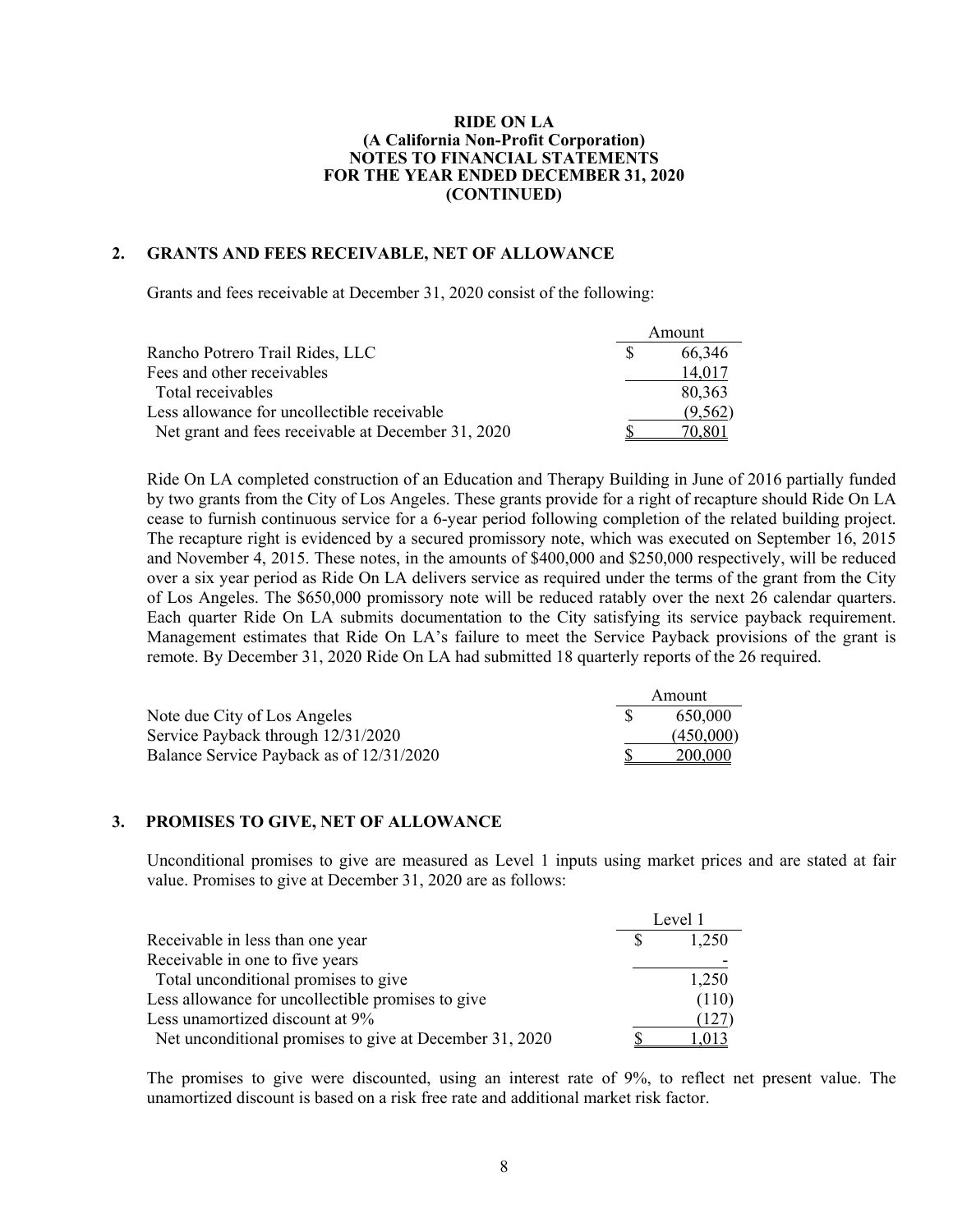**RIDE ON LA**
**(A California Non-Profit Corporation)**
**NOTES TO FINANCIAL STATEMENTS**
**FOR THE YEAR ENDED DECEMBER 31, 2020**
**(CONTINUED)**

## 2. GRANTS AND FEES RECEIVABLE, NET OF ALLOWANCE

Grants and fees receivable at December 31, 2020 consist of the following:

| | Amount |
|---|---|
| Rancho Potrero Trail Rides, LLC | $ 66,346 |
| Fees and other receivables | 14,017 |
| Total receivables | 80,363 |
| Less allowance for uncollectible receivable | (9,562) |
| Net grant and fees receivable at December 31, 2020 | $ 70,801 |

Ride On LA completed construction of an Education and Therapy Building in June of 2016 partially funded by two grants from the City of Los Angeles. These grants provide for a right of recapture should Ride On LA cease to furnish continuous service for a 6-year period following completion of the related building project. The recapture right is evidenced by a secured promissory note, which was executed on September 16, 2015 and November 4, 2015. These notes, in the amounts of $400,000 and $250,000 respectively, will be reduced over a six year period as Ride On LA delivers service as required under the terms of the grant from the City of Los Angeles. The $650,000 promissory note will be reduced ratably over the next 26 calendar quarters. Each quarter Ride On LA submits documentation to the City satisfying its service payback requirement. Management estimates that Ride On LA's failure to meet the Service Payback provisions of the grant is remote. By December 31, 2020 Ride On LA had submitted 18 quarterly reports of the 26 required.

| | Amount |
|---|---|
| Note due City of Los Angeles | $ 650,000 |
| Service Payback through 12/31/2020 | (450,000) |
| Balance Service Payback as of 12/31/2020 | $ 200,000 |

## 3. PROMISES TO GIVE, NET OF ALLOWANCE

Unconditional promises to give are measured as Level 1 inputs using market prices and are stated at fair value. Promises to give at December 31, 2020 are as follows:

| | Level 1 |
|---|---|
| Receivable in less than one year | $ 1,250 |
| Receivable in one to five years | - |
| Total unconditional promises to give | 1,250 |
| Less allowance for uncollectible promises to give | (110) |
| Less unamortized discount at 9% | (127) |
| Net unconditional promises to give at December 31, 2020 | $ 1,013 |

The promises to give were discounted, using an interest rate of 9%, to reflect net present value. The unamortized discount is based on a risk free rate and additional market risk factor.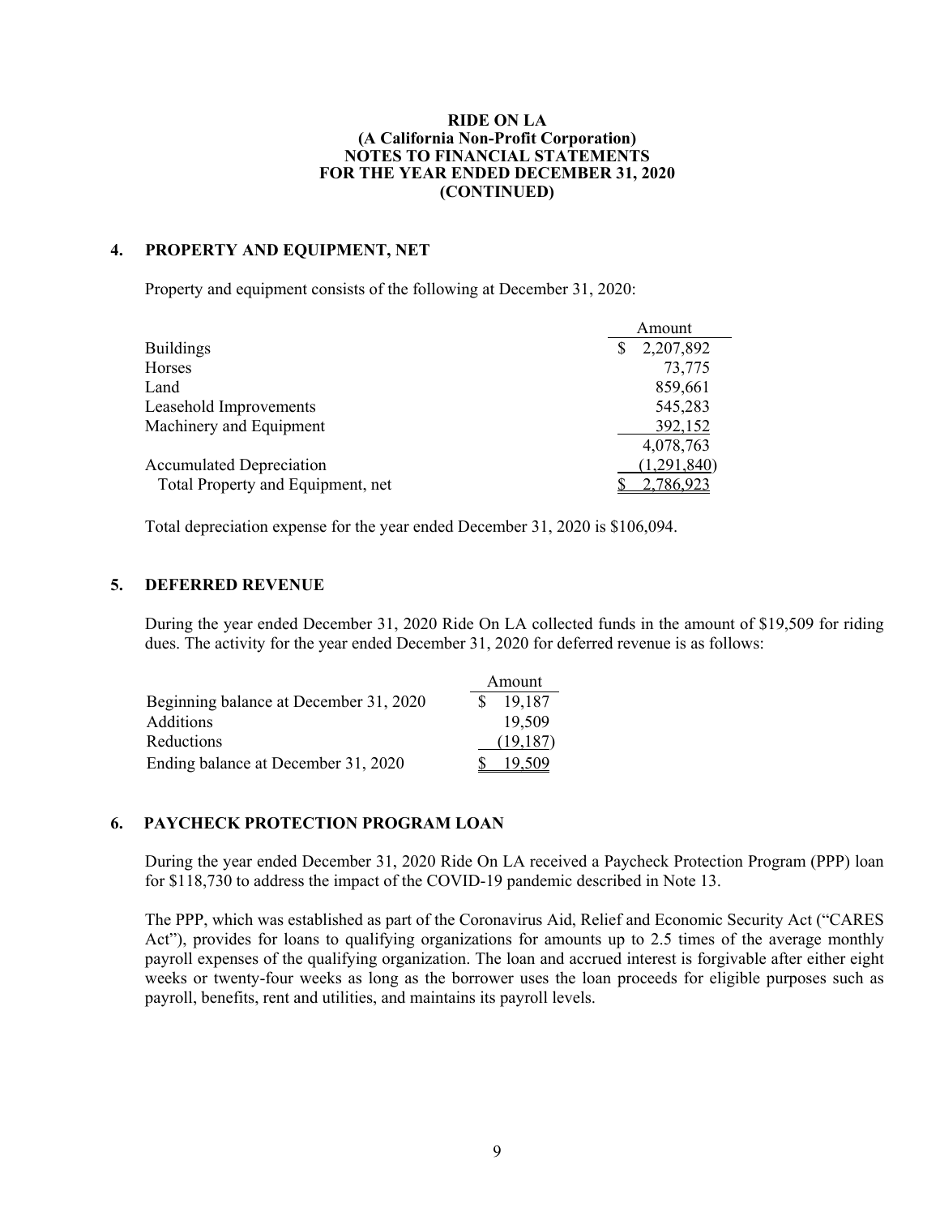# RIDE ON LA
**(A California Non-Profit Corporation)**
**NOTES TO FINANCIAL STATEMENTS**
**FOR THE YEAR ENDED DECEMBER 31, 2020**
**(CONTINUED)**

## 4. PROPERTY AND EQUIPMENT, NET

Property and equipment consists of the following at December 31, 2020:

| | Amount |
|---|---|
| Buildings | $ 2,207,892 |
| Horses | 73,775 |
| Land | 859,661 |
| Leasehold Improvements | 545,283 |
| Machinery and Equipment | 392,152 |
| | 4,078,763 |
| Accumulated Depreciation | (1,291,840) |
| Total Property and Equipment, net | $ 2,786,923 |

Total depreciation expense for the year ended December 31, 2020 is $106,094.

## 5. DEFERRED REVENUE

During the year ended December 31, 2020 Ride On LA collected funds in the amount of $19,509 for riding dues. The activity for the year ended December 31, 2020 for deferred revenue is as follows:

| | Amount |
|---|---|
| Beginning balance at December 31, 2020 | $ 19,187 |
| Additions | 19,509 |
| Reductions | (19,187) |
| Ending balance at December 31, 2020 | $ 19,509 |

## 6. PAYCHECK PROTECTION PROGRAM LOAN

During the year ended December 31, 2020 Ride On LA received a Paycheck Protection Program (PPP) loan for $118,730 to address the impact of the COVID-19 pandemic described in Note 13.

The PPP, which was established as part of the Coronavirus Aid, Relief and Economic Security Act ("CARES Act"), provides for loans to qualifying organizations for amounts up to 2.5 times of the average monthly payroll expenses of the qualifying organization. The loan and accrued interest is forgivable after either eight weeks or twenty-four weeks as long as the borrower uses the loan proceeds for eligible purposes such as payroll, benefits, rent and utilities, and maintains its payroll levels.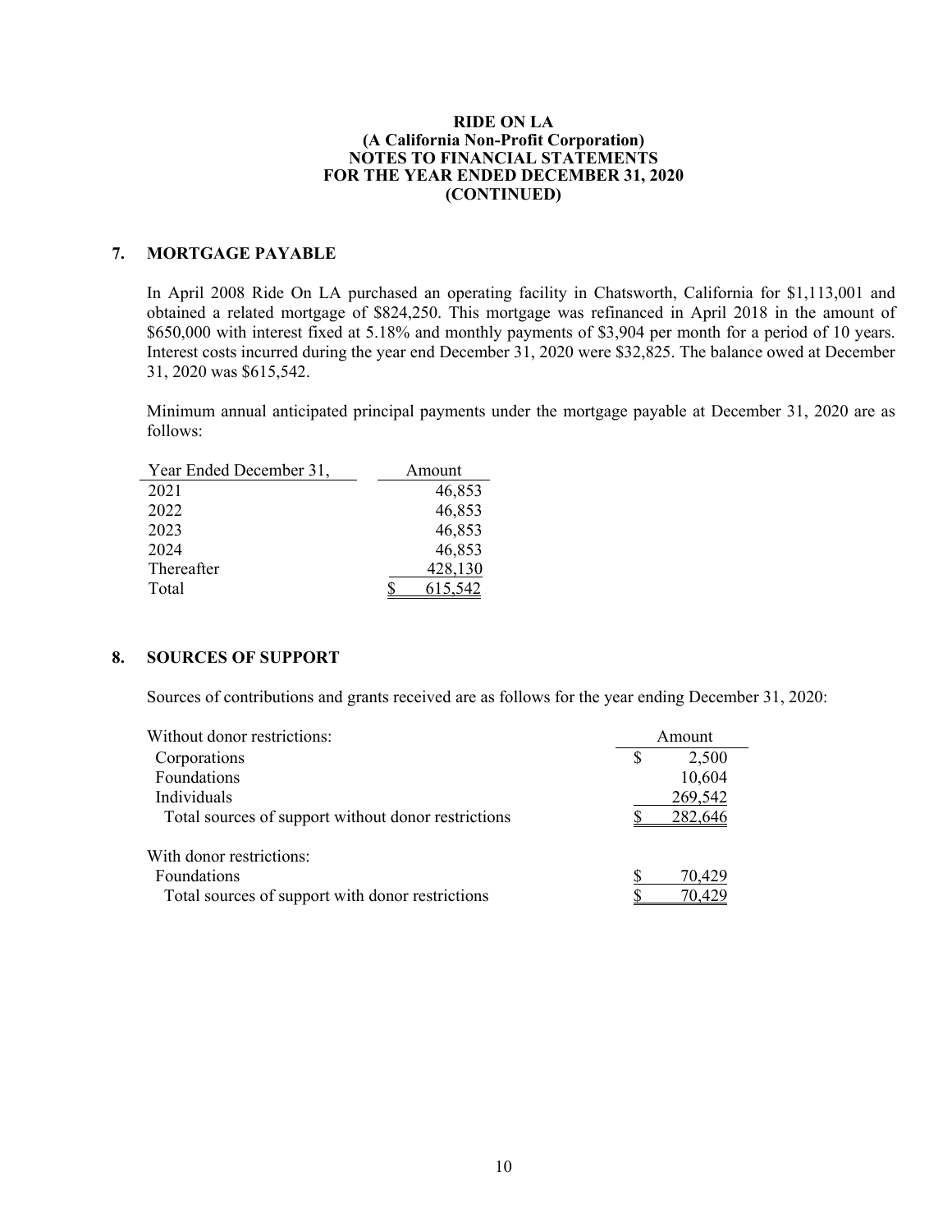**RIDE ON LA**
**(A California Non-Profit Corporation)**
**NOTES TO FINANCIAL STATEMENTS**
**FOR THE YEAR ENDED DECEMBER 31, 2020**
**(CONTINUED)**

## 7. MORTGAGE PAYABLE

In April 2008 Ride On LA purchased an operating facility in Chatsworth, California for $1,113,001 and obtained a related mortgage of $824,250. This mortgage was refinanced in April 2018 in the amount of $650,000 with interest fixed at 5.18% and monthly payments of $3,904 per month for a period of 10 years. Interest costs incurred during the year end December 31, 2020 were $32,825. The balance owed at December 31, 2020 was $615,542.

Minimum annual anticipated principal payments under the mortgage payable at December 31, 2020 are as follows:

| Year Ended December 31, | Amount |
|---|---|
| 2021 | 46,853 |
| 2022 | 46,853 |
| 2023 | 46,853 |
| 2024 | 46,853 |
| Thereafter | 428,130 |
| Total | $ 615,542 |

## 8. SOURCES OF SUPPORT

Sources of contributions and grants received are as follows for the year ending December 31, 2020:

| | Amount |
|---|---|
| Without donor restrictions: | |
| Corporations | $ 2,500 |
| Foundations | 10,604 |
| Individuals | 269,542 |
| Total sources of support without donor restrictions | $ 282,646 |
| | |
| With donor restrictions: | |
| Foundations | $ 70,429 |
| Total sources of support with donor restrictions | $ 70,429 |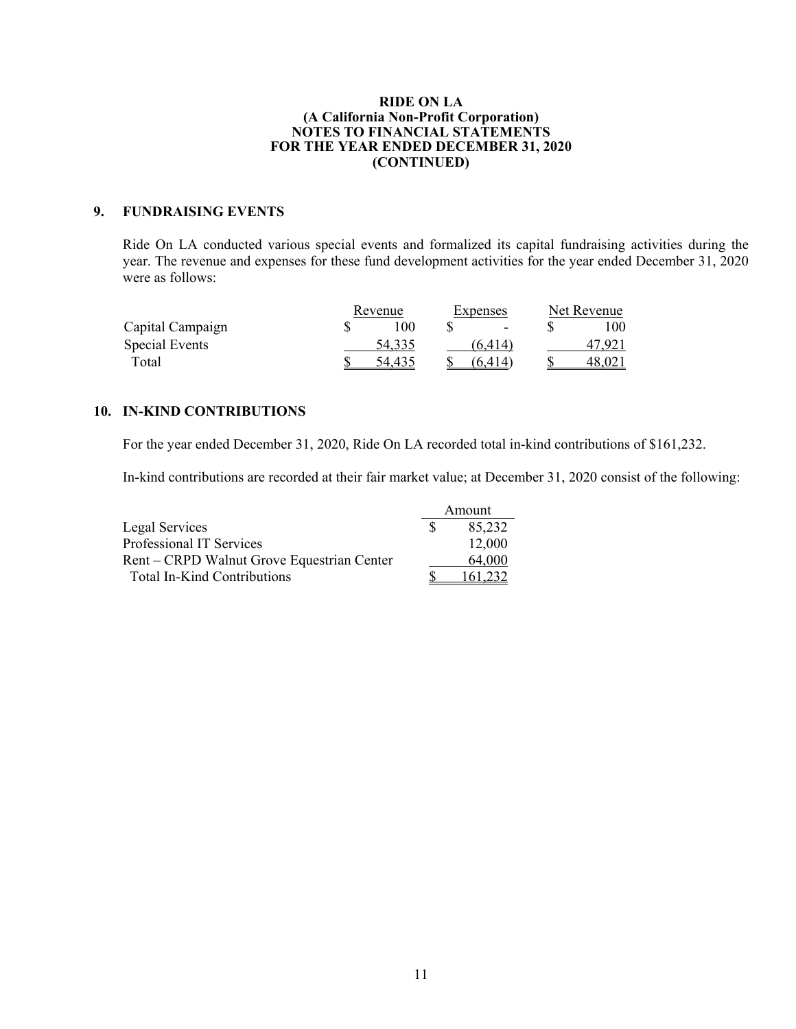**RIDE ON LA**
**(A California Non-Profit Corporation)**
**NOTES TO FINANCIAL STATEMENTS**
**FOR THE YEAR ENDED DECEMBER 31, 2020**
**(CONTINUED)**

## 9. FUNDRAISING EVENTS

Ride On LA conducted various special events and formalized its capital fundraising activities during the year. The revenue and expenses for these fund development activities for the year ended December 31, 2020 were as follows:

| | Revenue | Expenses | Net Revenue |
|---|---|---|---|
| Capital Campaign | $ 100 | $ - | $ 100 |
| Special Events | 54,335 | (6,414) | 47,921 |
| Total | $ 54,435 | $ (6,414) | $ 48,021 |

## 10. IN-KIND CONTRIBUTIONS

For the year ended December 31, 2020, Ride On LA recorded total in-kind contributions of $161,232.

In-kind contributions are recorded at their fair market value; at December 31, 2020 consist of the following:

| | Amount |
|---|---|
| Legal Services | $ 85,232 |
| Professional IT Services | 12,000 |
| Rent – CRPD Walnut Grove Equestrian Center | 64,000 |
| Total In-Kind Contributions | $ 161,232 |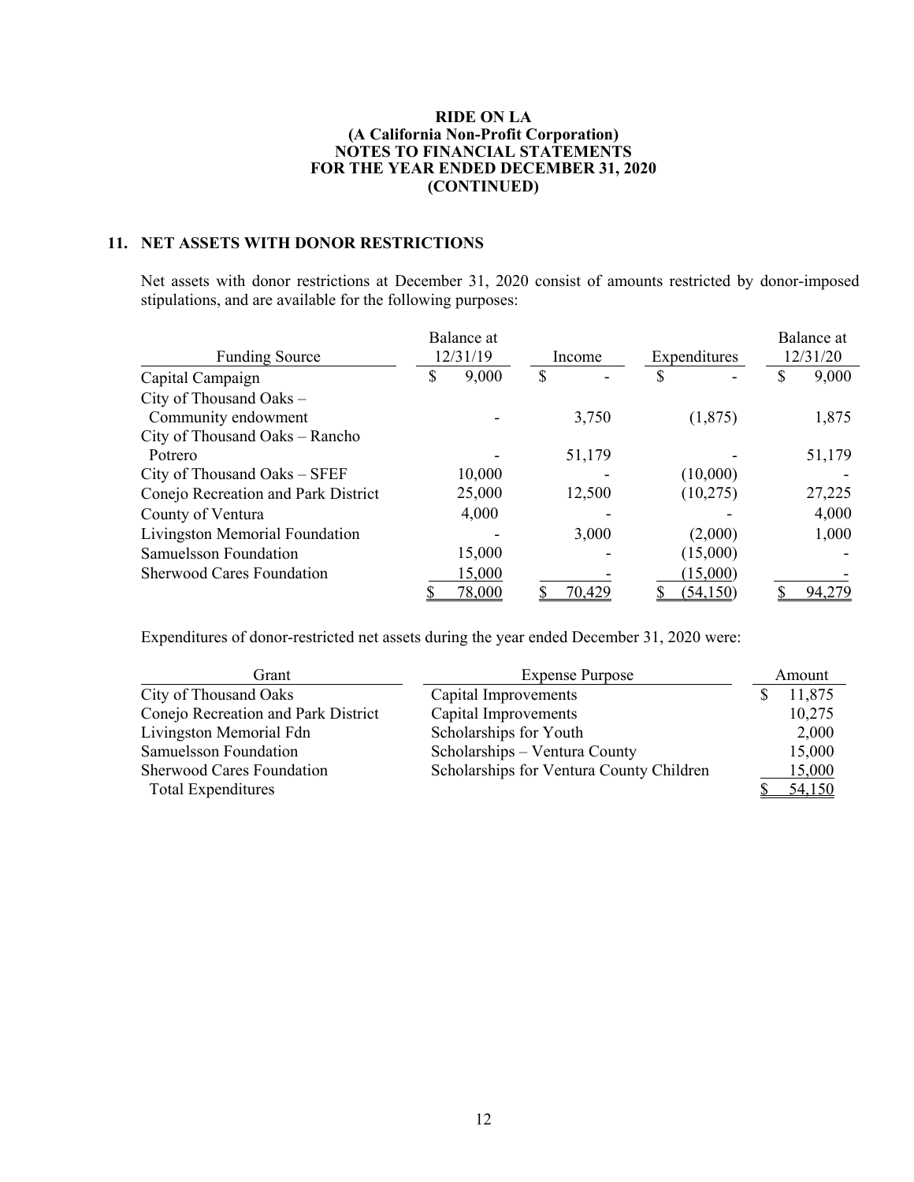**RIDE ON LA**
**(A California Non-Profit Corporation)**
**NOTES TO FINANCIAL STATEMENTS**
**FOR THE YEAR ENDED DECEMBER 31, 2020**
**(CONTINUED)**

## 11. NET ASSETS WITH DONOR RESTRICTIONS

Net assets with donor restrictions at December 31, 2020 consist of amounts restricted by donor-imposed stipulations, and are available for the following purposes:

| Funding Source | Balance at 12/31/19 | Income | Expenditures | Balance at 12/31/20 |
|---|---|---|---|---|
| Capital Campaign | $ 9,000 | $ - | $ - | $ 9,000 |
| City of Thousand Oaks – Community endowment | - | 3,750 | (1,875) | 1,875 |
| City of Thousand Oaks – Rancho Potrero | - | 51,179 | - | 51,179 |
| City of Thousand Oaks – SFEF | 10,000 | - | (10,000) | - |
| Conejo Recreation and Park District | 25,000 | 12,500 | (10,275) | 27,225 |
| County of Ventura | 4,000 | - | - | 4,000 |
| Livingston Memorial Foundation | - | 3,000 | (2,000) | 1,000 |
| Samuelsson Foundation | 15,000 | - | (15,000) | - |
| Sherwood Cares Foundation | 15,000 | - | (15,000) | - |
| | $ 78,000 | $ 70,429 | $ (54,150) | $ 94,279 |

Expenditures of donor-restricted net assets during the year ended December 31, 2020 were:

| Grant | Expense Purpose | Amount |
|---|---|---|
| City of Thousand Oaks | Capital Improvements | $ 11,875 |
| Conejo Recreation and Park District | Capital Improvements | 10,275 |
| Livingston Memorial Fdn | Scholarships for Youth | 2,000 |
| Samuelsson Foundation | Scholarships – Ventura County | 15,000 |
| Sherwood Cares Foundation | Scholarships for Ventura County Children | 15,000 |
| Total Expenditures | | $ 54,150 |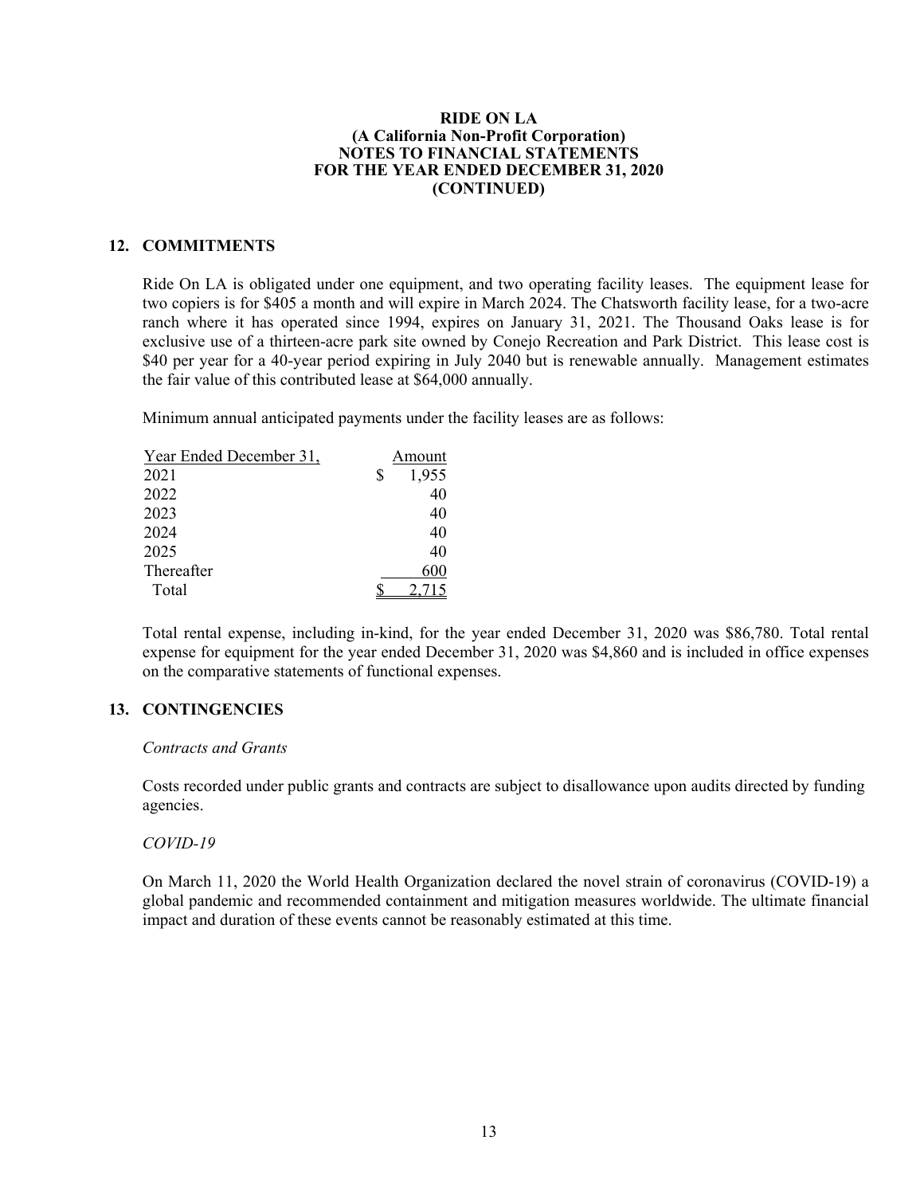**RIDE ON LA**
**(A California Non-Profit Corporation)**
**NOTES TO FINANCIAL STATEMENTS**
**FOR THE YEAR ENDED DECEMBER 31, 2020**
**(CONTINUED)**

## 12. COMMITMENTS

Ride On LA is obligated under one equipment, and two operating facility leases. The equipment lease for two copiers is for $405 a month and will expire in March 2024. The Chatsworth facility lease, for a two-acre ranch where it has operated since 1994, expires on January 31, 2021. The Thousand Oaks lease is for exclusive use of a thirteen-acre park site owned by Conejo Recreation and Park District. This lease cost is $40 per year for a 40-year period expiring in July 2040 but is renewable annually. Management estimates the fair value of this contributed lease at $64,000 annually.

Minimum annual anticipated payments under the facility leases are as follows:

| Year Ended December 31, | Amount |
|---|---|
| 2021 | $ 1,955 |
| 2022 | 40 |
| 2023 | 40 |
| 2024 | 40 |
| 2025 | 40 |
| Thereafter | 600 |
| Total | $ 2,715 |

Total rental expense, including in-kind, for the year ended December 31, 2020 was $86,780. Total rental expense for equipment for the year ended December 31, 2020 was $4,860 and is included in office expenses on the comparative statements of functional expenses.

## 13. CONTINGENCIES

*Contracts and Grants*

Costs recorded under public grants and contracts are subject to disallowance upon audits directed by funding agencies.

*COVID-19*

On March 11, 2020 the World Health Organization declared the novel strain of coronavirus (COVID-19) a global pandemic and recommended containment and mitigation measures worldwide. The ultimate financial impact and duration of these events cannot be reasonably estimated at this time.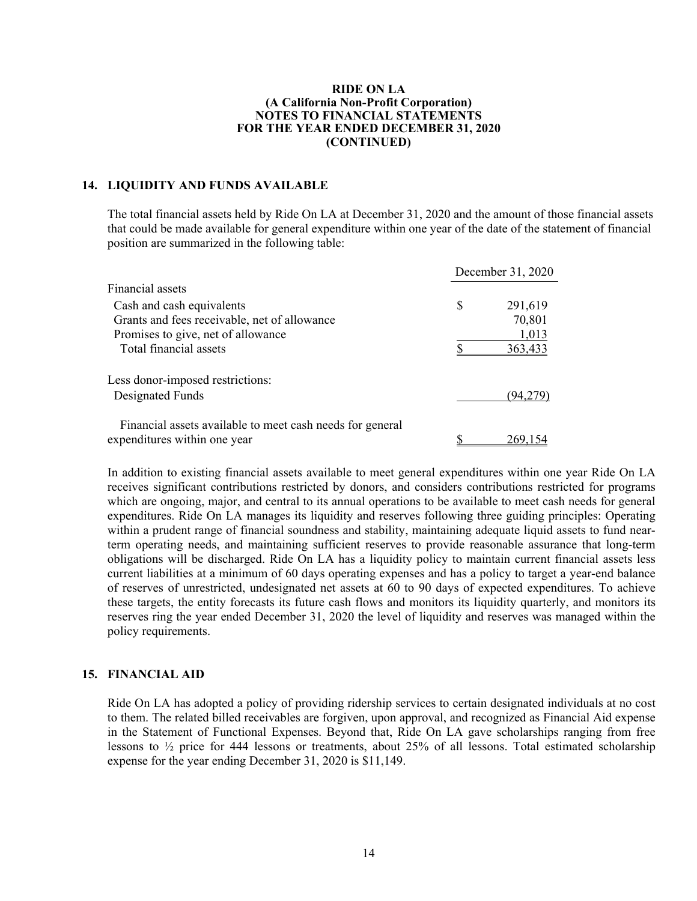**RIDE ON LA**
**(A California Non-Profit Corporation)**
**NOTES TO FINANCIAL STATEMENTS**
**FOR THE YEAR ENDED DECEMBER 31, 2020**
**(CONTINUED)**

## 14. LIQUIDITY AND FUNDS AVAILABLE

The total financial assets held by Ride On LA at December 31, 2020 and the amount of those financial assets that could be made available for general expenditure within one year of the date of the statement of financial position are summarized in the following table:

| | December 31, 2020 |
|---|---|
| Financial assets | |
| Cash and cash equivalents | $ 291,619 |
| Grants and fees receivable, net of allowance | 70,801 |
| Promises to give, net of allowance | 1,013 |
| Total financial assets | $ 363,433 |
| Less donor-imposed restrictions: | |
| Designated Funds | (94,279) |
| Financial assets available to meet cash needs for general expenditures within one year | $ 269,154 |

In addition to existing financial assets available to meet general expenditures within one year Ride On LA receives significant contributions restricted by donors, and considers contributions restricted for programs which are ongoing, major, and central to its annual operations to be available to meet cash needs for general expenditures. Ride On LA manages its liquidity and reserves following three guiding principles: Operating within a prudent range of financial soundness and stability, maintaining adequate liquid assets to fund near-term operating needs, and maintaining sufficient reserves to provide reasonable assurance that long-term obligations will be discharged. Ride On LA has a liquidity policy to maintain current financial assets less current liabilities at a minimum of 60 days operating expenses and has a policy to target a year-end balance of reserves of unrestricted, undesignated net assets at 60 to 90 days of expected expenditures. To achieve these targets, the entity forecasts its future cash flows and monitors its liquidity quarterly, and monitors its reserves ring the year ended December 31, 2020 the level of liquidity and reserves was managed within the policy requirements.

## 15. FINANCIAL AID

Ride On LA has adopted a policy of providing ridership services to certain designated individuals at no cost to them. The related billed receivables are forgiven, upon approval, and recognized as Financial Aid expense in the Statement of Functional Expenses. Beyond that, Ride On LA gave scholarships ranging from free lessons to ½ price for 444 lessons or treatments, about 25% of all lessons. Total estimated scholarship expense for the year ending December 31, 2020 is $11,149.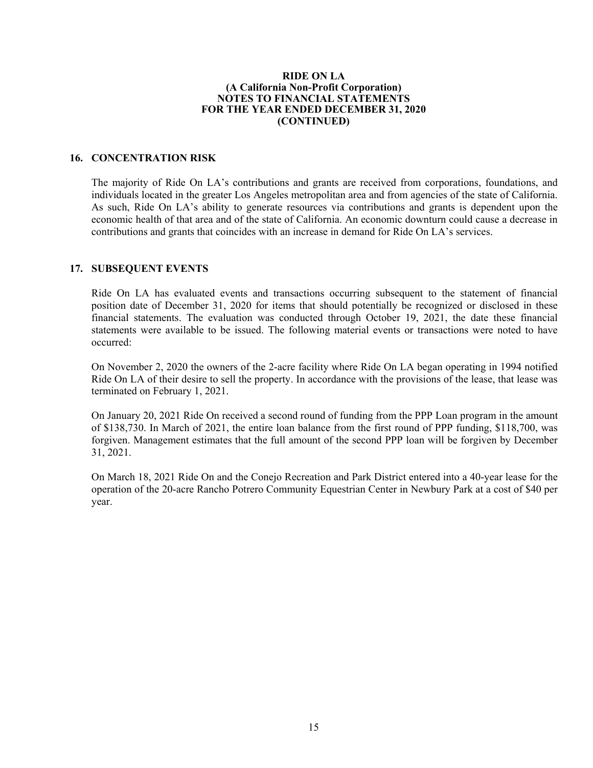**RIDE ON LA**
**(A California Non-Profit Corporation)**
**NOTES TO FINANCIAL STATEMENTS**
**FOR THE YEAR ENDED DECEMBER 31, 2020**
**(CONTINUED)**

## 16. CONCENTRATION RISK

The majority of Ride On LA's contributions and grants are received from corporations, foundations, and individuals located in the greater Los Angeles metropolitan area and from agencies of the state of California. As such, Ride On LA's ability to generate resources via contributions and grants is dependent upon the economic health of that area and of the state of California. An economic downturn could cause a decrease in contributions and grants that coincides with an increase in demand for Ride On LA's services.

## 17. SUBSEQUENT EVENTS

Ride On LA has evaluated events and transactions occurring subsequent to the statement of financial position date of December 31, 2020 for items that should potentially be recognized or disclosed in these financial statements. The evaluation was conducted through October 19, 2021, the date these financial statements were available to be issued. The following material events or transactions were noted to have occurred:

On November 2, 2020 the owners of the 2-acre facility where Ride On LA began operating in 1994 notified Ride On LA of their desire to sell the property. In accordance with the provisions of the lease, that lease was terminated on February 1, 2021.

On January 20, 2021 Ride On received a second round of funding from the PPP Loan program in the amount of $138,730. In March of 2021, the entire loan balance from the first round of PPP funding, $118,700, was forgiven. Management estimates that the full amount of the second PPP loan will be forgiven by December 31, 2021.

On March 18, 2021 Ride On and the Conejo Recreation and Park District entered into a 40-year lease for the operation of the 20-acre Rancho Potrero Community Equestrian Center in Newbury Park at a cost of $40 per year.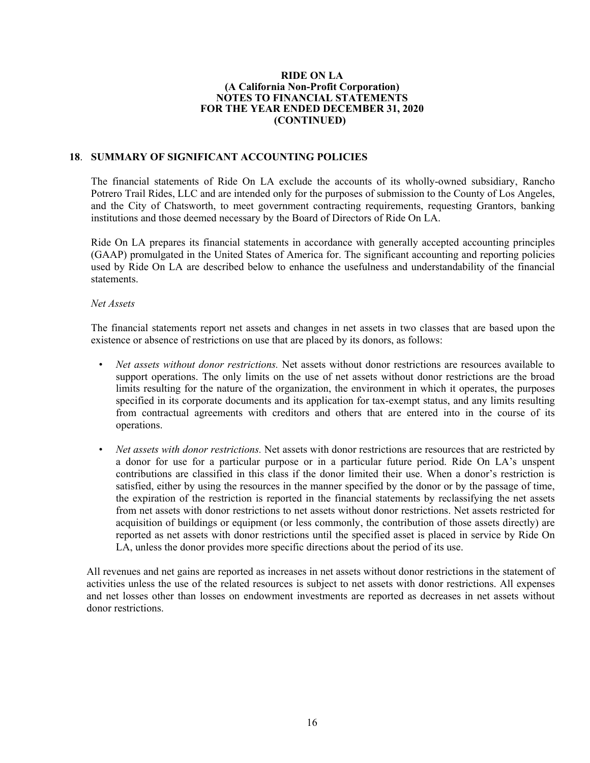**RIDE ON LA**
**(A California Non-Profit Corporation)**
**NOTES TO FINANCIAL STATEMENTS**
**FOR THE YEAR ENDED DECEMBER 31, 2020**
**(CONTINUED)**

## 18. SUMMARY OF SIGNIFICANT ACCOUNTING POLICIES

The financial statements of Ride On LA exclude the accounts of its wholly-owned subsidiary, Rancho Potrero Trail Rides, LLC and are intended only for the purposes of submission to the County of Los Angeles, and the City of Chatsworth, to meet government contracting requirements, requesting Grantors, banking institutions and those deemed necessary by the Board of Directors of Ride On LA.

Ride On LA prepares its financial statements in accordance with generally accepted accounting principles (GAAP) promulgated in the United States of America for. The significant accounting and reporting policies used by Ride On LA are described below to enhance the usefulness and understandability of the financial statements.

*Net Assets*

The financial statements report net assets and changes in net assets in two classes that are based upon the existence or absence of restrictions on use that are placed by its donors, as follows:

- *Net assets without donor restrictions.* Net assets without donor restrictions are resources available to support operations. The only limits on the use of net assets without donor restrictions are the broad limits resulting for the nature of the organization, the environment in which it operates, the purposes specified in its corporate documents and its application for tax-exempt status, and any limits resulting from contractual agreements with creditors and others that are entered into in the course of its operations.
- *Net assets with donor restrictions.* Net assets with donor restrictions are resources that are restricted by a donor for use for a particular purpose or in a particular future period. Ride On LA's unspent contributions are classified in this class if the donor limited their use. When a donor's restriction is satisfied, either by using the resources in the manner specified by the donor or by the passage of time, the expiration of the restriction is reported in the financial statements by reclassifying the net assets from net assets with donor restrictions to net assets without donor restrictions. Net assets restricted for acquisition of buildings or equipment (or less commonly, the contribution of those assets directly) are reported as net assets with donor restrictions until the specified asset is placed in service by Ride On LA, unless the donor provides more specific directions about the period of its use.

All revenues and net gains are reported as increases in net assets without donor restrictions in the statement of activities unless the use of the related resources is subject to net assets with donor restrictions. All expenses and net losses other than losses on endowment investments are reported as decreases in net assets without donor restrictions.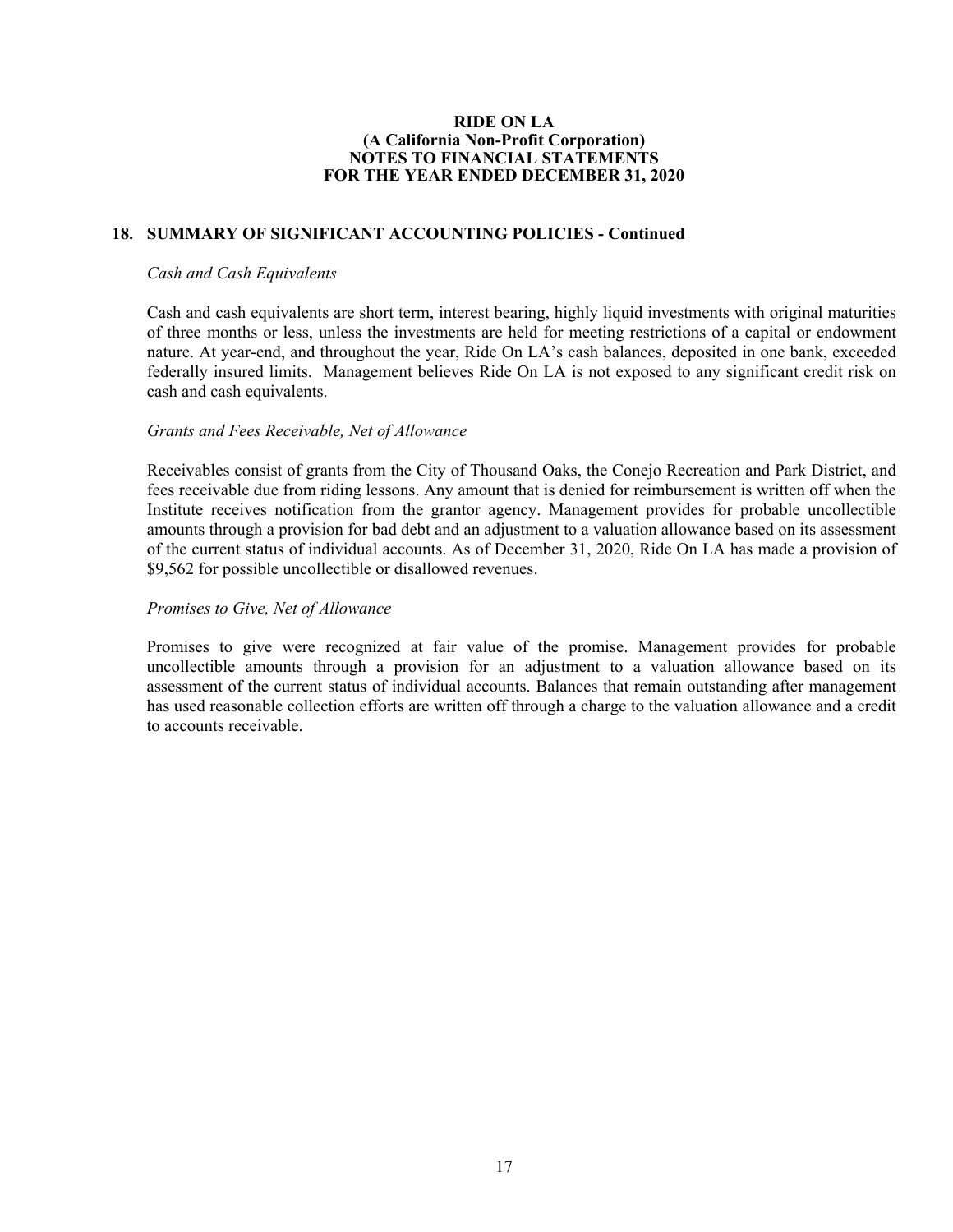**RIDE ON LA**
**(A California Non-Profit Corporation)**
**NOTES TO FINANCIAL STATEMENTS**
**FOR THE YEAR ENDED DECEMBER 31, 2020**

## 18. SUMMARY OF SIGNIFICANT ACCOUNTING POLICIES - Continued

*Cash and Cash Equivalents*

Cash and cash equivalents are short term, interest bearing, highly liquid investments with original maturities of three months or less, unless the investments are held for meeting restrictions of a capital or endowment nature. At year-end, and throughout the year, Ride On LA's cash balances, deposited in one bank, exceeded federally insured limits. Management believes Ride On LA is not exposed to any significant credit risk on cash and cash equivalents.

*Grants and Fees Receivable, Net of Allowance*

Receivables consist of grants from the City of Thousand Oaks, the Conejo Recreation and Park District, and fees receivable due from riding lessons. Any amount that is denied for reimbursement is written off when the Institute receives notification from the grantor agency. Management provides for probable uncollectible amounts through a provision for bad debt and an adjustment to a valuation allowance based on its assessment of the current status of individual accounts. As of December 31, 2020, Ride On LA has made a provision of $9,562 for possible uncollectible or disallowed revenues.

*Promises to Give, Net of Allowance*

Promises to give were recognized at fair value of the promise. Management provides for probable uncollectible amounts through a provision for an adjustment to a valuation allowance based on its assessment of the current status of individual accounts. Balances that remain outstanding after management has used reasonable collection efforts are written off through a charge to the valuation allowance and a credit to accounts receivable.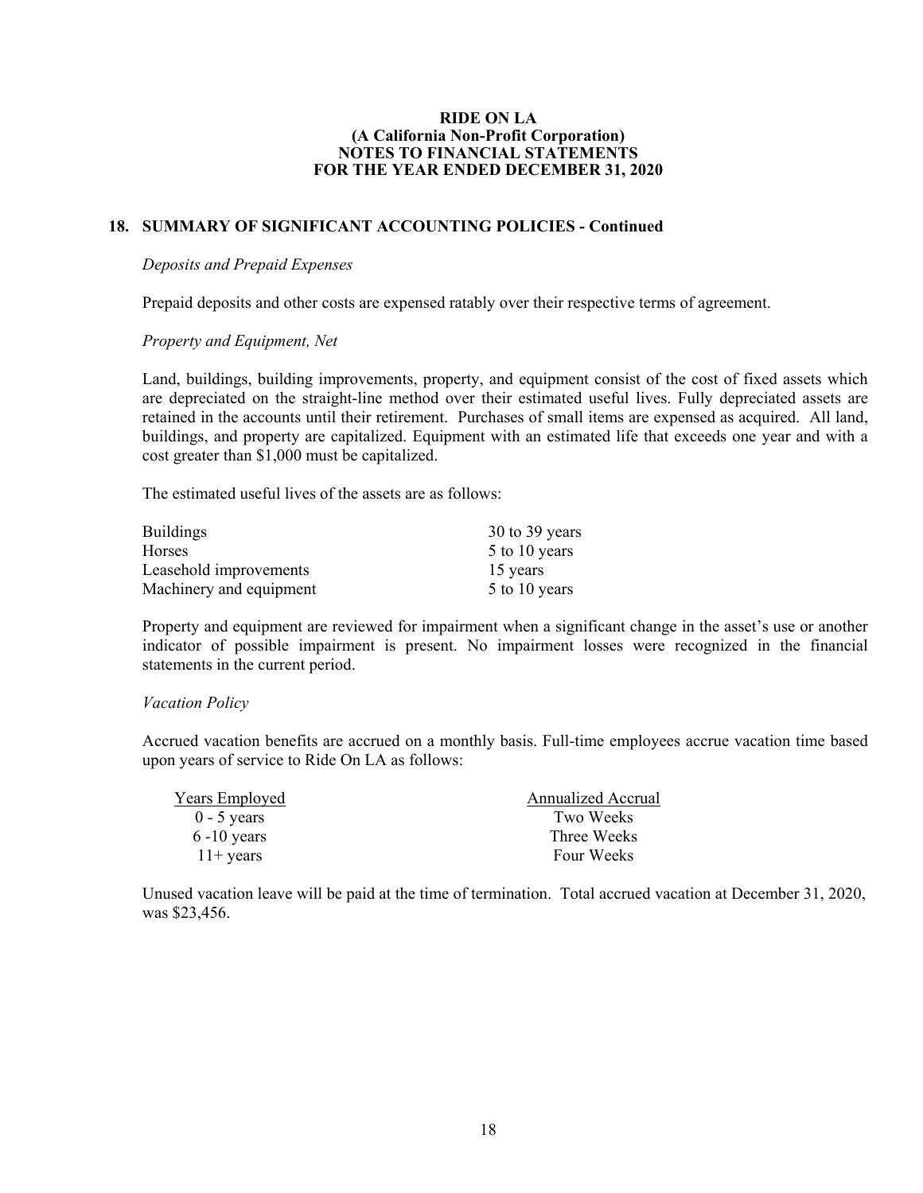## 18. SUMMARY OF SIGNIFICANT ACCOUNTING POLICIES - Continued

*Deposits and Prepaid Expenses*

Prepaid deposits and other costs are expensed ratably over their respective terms of agreement.

*Property and Equipment, Net*

Land, buildings, building improvements, property, and equipment consist of the cost of fixed assets which are depreciated on the straight-line method over their estimated useful lives. Fully depreciated assets are retained in the accounts until their retirement. Purchases of small items are expensed as acquired. All land, buildings, and property are capitalized. Equipment with an estimated life that exceeds one year and with a cost greater than $1,000 must be capitalized.

The estimated useful lives of the assets are as follows:

| | |
|---|---|
| Buildings | 30 to 39 years |
| Horses | 5 to 10 years |
| Leasehold improvements | 15 years |
| Machinery and equipment | 5 to 10 years |

Property and equipment are reviewed for impairment when a significant change in the asset's use or another indicator of possible impairment is present. No impairment losses were recognized in the financial statements in the current period.

*Vacation Policy*

Accrued vacation benefits are accrued on a monthly basis. Full-time employees accrue vacation time based upon years of service to Ride On LA as follows:

| Years Employed | Annualized Accrual |
|---|---|
| 0 - 5 years | Two Weeks |
| 6 -10 years | Three Weeks |
| 11+ years | Four Weeks |

Unused vacation leave will be paid at the time of termination. Total accrued vacation at December 31, 2020, was $23,456.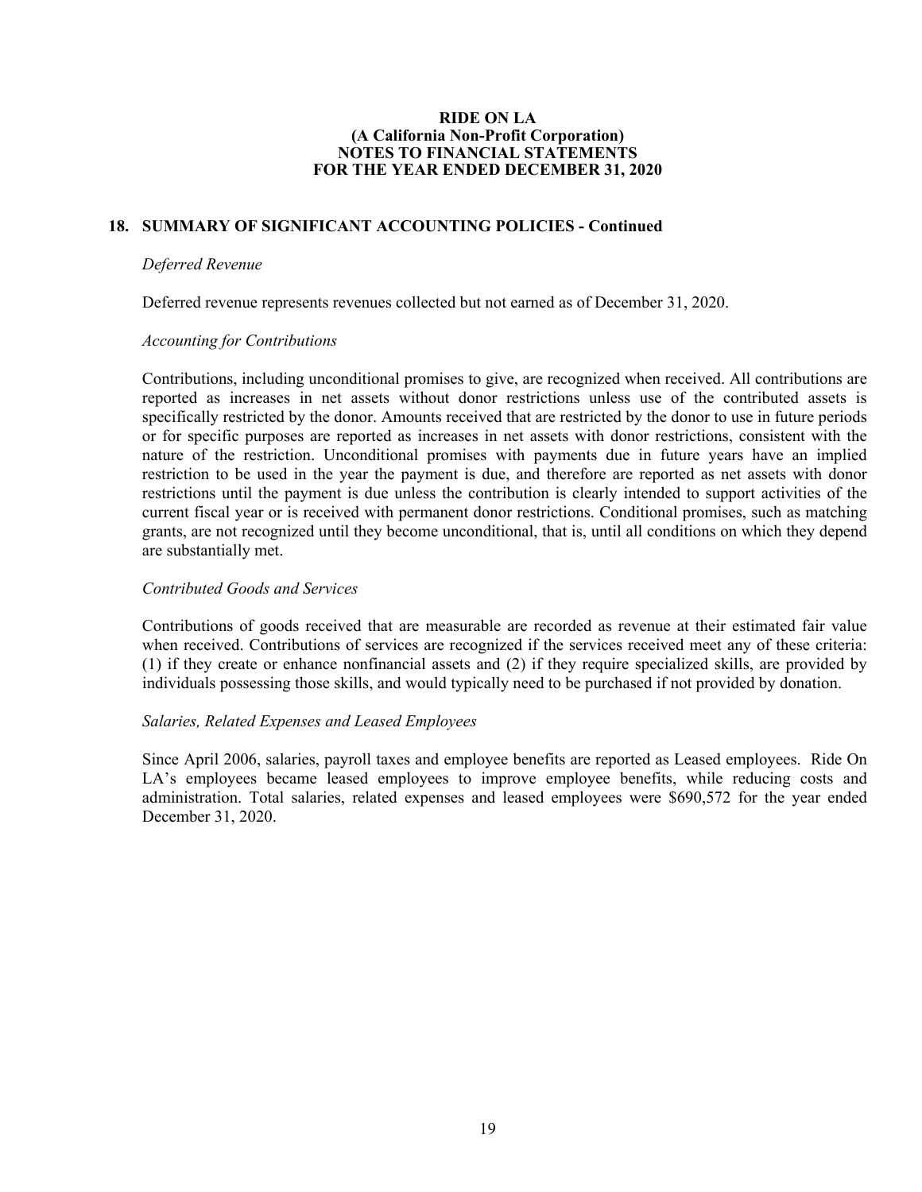## 18. SUMMARY OF SIGNIFICANT ACCOUNTING POLICIES - Continued

*Deferred Revenue*

Deferred revenue represents revenues collected but not earned as of December 31, 2020.

*Accounting for Contributions*

Contributions, including unconditional promises to give, are recognized when received. All contributions are reported as increases in net assets without donor restrictions unless use of the contributed assets is specifically restricted by the donor. Amounts received that are restricted by the donor to use in future periods or for specific purposes are reported as increases in net assets with donor restrictions, consistent with the nature of the restriction. Unconditional promises with payments due in future years have an implied restriction to be used in the year the payment is due, and therefore are reported as net assets with donor restrictions until the payment is due unless the contribution is clearly intended to support activities of the current fiscal year or is received with permanent donor restrictions. Conditional promises, such as matching grants, are not recognized until they become unconditional, that is, until all conditions on which they depend are substantially met.

*Contributed Goods and Services*

Contributions of goods received that are measurable are recorded as revenue at their estimated fair value when received. Contributions of services are recognized if the services received meet any of these criteria: (1) if they create or enhance nonfinancial assets and (2) if they require specialized skills, are provided by individuals possessing those skills, and would typically need to be purchased if not provided by donation.

*Salaries, Related Expenses and Leased Employees*

Since April 2006, salaries, payroll taxes and employee benefits are reported as Leased employees. Ride On LA's employees became leased employees to improve employee benefits, while reducing costs and administration. Total salaries, related expenses and leased employees were $690,572 for the year ended December 31, 2020.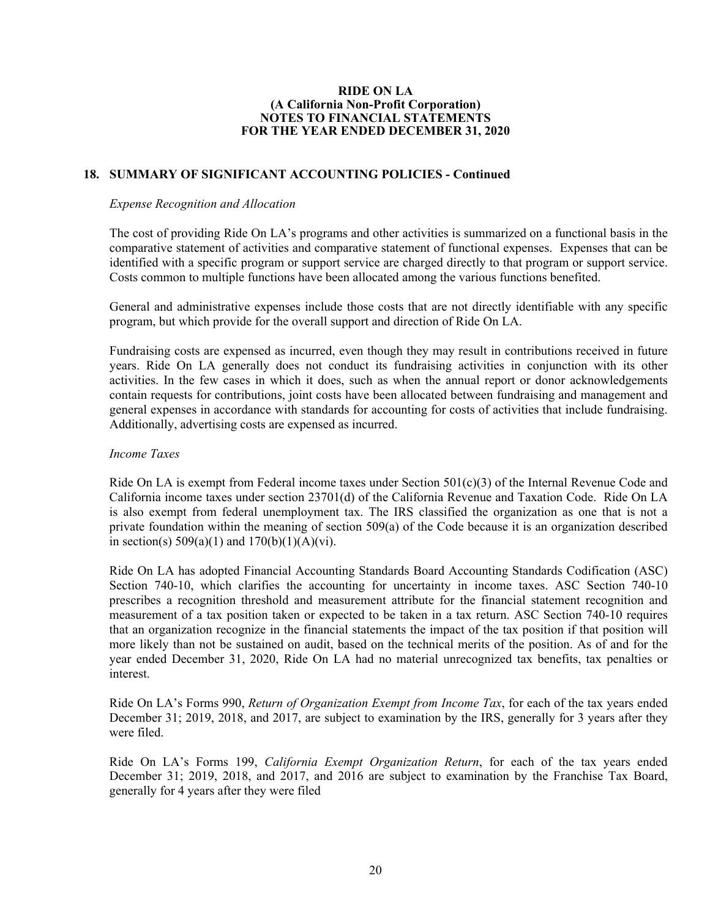**RIDE ON LA**
**(A California Non-Profit Corporation)**
**NOTES TO FINANCIAL STATEMENTS**
**FOR THE YEAR ENDED DECEMBER 31, 2020**

## 18. SUMMARY OF SIGNIFICANT ACCOUNTING POLICIES - Continued

*Expense Recognition and Allocation*

The cost of providing Ride On LA's programs and other activities is summarized on a functional basis in the comparative statement of activities and comparative statement of functional expenses. Expenses that can be identified with a specific program or support service are charged directly to that program or support service. Costs common to multiple functions have been allocated among the various functions benefited.

General and administrative expenses include those costs that are not directly identifiable with any specific program, but which provide for the overall support and direction of Ride On LA.

Fundraising costs are expensed as incurred, even though they may result in contributions received in future years. Ride On LA generally does not conduct its fundraising activities in conjunction with its other activities. In the few cases in which it does, such as when the annual report or donor acknowledgements contain requests for contributions, joint costs have been allocated between fundraising and management and general expenses in accordance with standards for accounting for costs of activities that include fundraising. Additionally, advertising costs are expensed as incurred.

*Income Taxes*

Ride On LA is exempt from Federal income taxes under Section 501(c)(3) of the Internal Revenue Code and California income taxes under section 23701(d) of the California Revenue and Taxation Code. Ride On LA is also exempt from federal unemployment tax. The IRS classified the organization as one that is not a private foundation within the meaning of section 509(a) of the Code because it is an organization described in section(s) 509(a)(1) and 170(b)(1)(A)(vi).

Ride On LA has adopted Financial Accounting Standards Board Accounting Standards Codification (ASC) Section 740-10, which clarifies the accounting for uncertainty in income taxes. ASC Section 740-10 prescribes a recognition threshold and measurement attribute for the financial statement recognition and measurement of a tax position taken or expected to be taken in a tax return. ASC Section 740-10 requires that an organization recognize in the financial statements the impact of the tax position if that position will more likely than not be sustained on audit, based on the technical merits of the position. As of and for the year ended December 31, 2020, Ride On LA had no material unrecognized tax benefits, tax penalties or interest.

Ride On LA's Forms 990, *Return of Organization Exempt from Income Tax*, for each of the tax years ended December 31; 2019, 2018, and 2017, are subject to examination by the IRS, generally for 3 years after they were filed.

Ride On LA's Forms 199, *California Exempt Organization Return*, for each of the tax years ended December 31; 2019, 2018, and 2017, and 2016 are subject to examination by the Franchise Tax Board, generally for 4 years after they were filed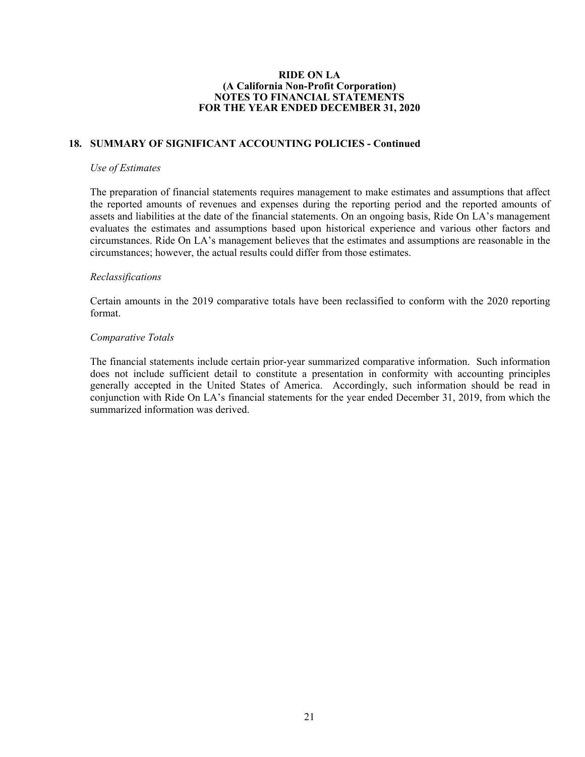## 18. SUMMARY OF SIGNIFICANT ACCOUNTING POLICIES - Continued

*Use of Estimates*

The preparation of financial statements requires management to make estimates and assumptions that affect the reported amounts of revenues and expenses during the reporting period and the reported amounts of assets and liabilities at the date of the financial statements. On an ongoing basis, Ride On LA's management evaluates the estimates and assumptions based upon historical experience and various other factors and circumstances. Ride On LA's management believes that the estimates and assumptions are reasonable in the circumstances; however, the actual results could differ from those estimates.

*Reclassifications*

Certain amounts in the 2019 comparative totals have been reclassified to conform with the 2020 reporting format.

*Comparative Totals*

The financial statements include certain prior-year summarized comparative information. Such information does not include sufficient detail to constitute a presentation in conformity with accounting principles generally accepted in the United States of America. Accordingly, such information should be read in conjunction with Ride On LA's financial statements for the year ended December 31, 2019, from which the summarized information was derived.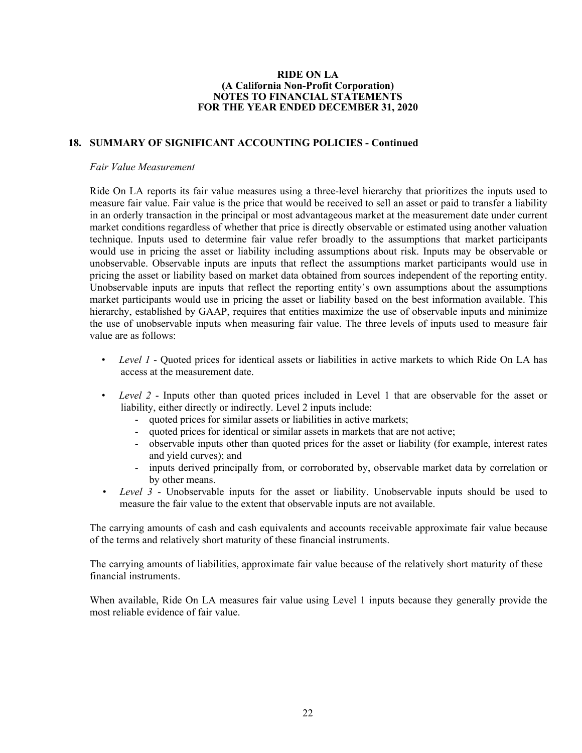## 18. SUMMARY OF SIGNIFICANT ACCOUNTING POLICIES - Continued

*Fair Value Measurement*

Ride On LA reports its fair value measures using a three-level hierarchy that prioritizes the inputs used to measure fair value. Fair value is the price that would be received to sell an asset or paid to transfer a liability in an orderly transaction in the principal or most advantageous market at the measurement date under current market conditions regardless of whether that price is directly observable or estimated using another valuation technique. Inputs used to determine fair value refer broadly to the assumptions that market participants would use in pricing the asset or liability including assumptions about risk. Inputs may be observable or unobservable. Observable inputs are inputs that reflect the assumptions market participants would use in pricing the asset or liability based on market data obtained from sources independent of the reporting entity. Unobservable inputs are inputs that reflect the reporting entity's own assumptions about the assumptions market participants would use in pricing the asset or liability based on the best information available. This hierarchy, established by GAAP, requires that entities maximize the use of observable inputs and minimize the use of unobservable inputs when measuring fair value. The three levels of inputs used to measure fair value are as follows:

- *Level 1* - Quoted prices for identical assets or liabilities in active markets to which Ride On LA has access at the measurement date.
- *Level 2* - Inputs other than quoted prices included in Level 1 that are observable for the asset or liability, either directly or indirectly. Level 2 inputs include:
    - quoted prices for similar assets or liabilities in active markets;
    - quoted prices for identical or similar assets in markets that are not active;
    - observable inputs other than quoted prices for the asset or liability (for example, interest rates and yield curves); and
    - inputs derived principally from, or corroborated by, observable market data by correlation or by other means.
- *Level 3* - Unobservable inputs for the asset or liability. Unobservable inputs should be used to measure the fair value to the extent that observable inputs are not available.

The carrying amounts of cash and cash equivalents and accounts receivable approximate fair value because of the terms and relatively short maturity of these financial instruments.

The carrying amounts of liabilities, approximate fair value because of the relatively short maturity of these financial instruments.

When available, Ride On LA measures fair value using Level 1 inputs because they generally provide the most reliable evidence of fair value.